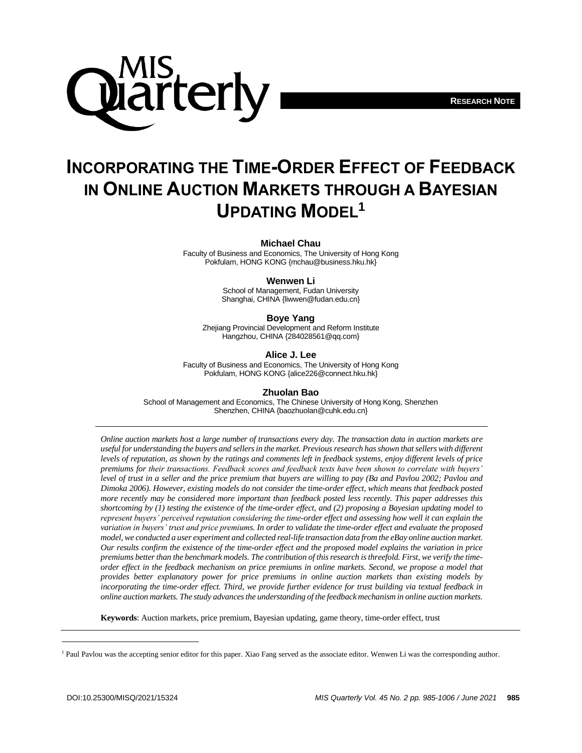RESEARCH NOTE

# INCORPORATING THE TIME-ORDER EFFECT OF FEEDBACK IN ONLINE AUCTION MARKETS THROUGH A BAYESIAN UPDATING MODEL[1]

**Michael Chau**
Faculty of Business and Economics, The University of Hong Kong
Pokfulam, HONG KONG {mchau@business.hku.hk}

**Wenwen Li**
School of Management, Fudan University
Shanghai, CHINA {liwwen@fudan.edu.cn}

**Boye Yang**
Zhejiang Provincial Development and Reform Institute
Hangzhou, CHINA {284028561@qq.com}

**Alice J. Lee**
Faculty of Business and Economics, The University of Hong Kong
Pokfulam, HONG KONG {alice226@connect.hku.hk}

**Zhuolan Bao**
School of Management and Economics, The Chinese University of Hong Kong, Shenzhen
Shenzhen, CHINA {baozhuolan@cuhk.edu.cn}

*Online auction markets host a large number of transactions every day. The transaction data in auction markets are useful for understanding the buyers and sellers in the market. Previous research has shown that sellers with different levels of reputation, as shown by the ratings and comments left in feedback systems, enjoy different levels of price premiums for their transactions. Feedback scores and feedback texts have been shown to correlate with buyers' level of trust in a seller and the price premium that buyers are willing to pay (Ba and Pavlou 2002; Pavlou and Dimoka 2006). However, existing models do not consider the time-order effect, which means that feedback posted more recently may be considered more important than feedback posted less recently. This paper addresses this shortcoming by (1) testing the existence of the time-order effect, and (2) proposing a Bayesian updating model to represent buyers' perceived reputation considering the time-order effect and assessing how well it can explain the variation in buyers' trust and price premiums. In order to validate the time-order effect and evaluate the proposed model, we conducted a user experiment and collected real-life transaction data from the eBay online auction market. Our results confirm the existence of the time-order effect and the proposed model explains the variation in price premiums better than the benchmark models. The contribution of this research is threefold. First, we verify the time-order effect in the feedback mechanism on price premiums in online markets. Second, we propose a model that provides better explanatory power for price premiums in online auction markets than existing models by incorporating the time-order effect. Third, we provide further evidence for trust building via textual feedback in online auction markets. The study advances the understanding of the feedback mechanism in online auction markets.*

**Keywords**: Auction markets, price premium, Bayesian updating, game theory, time-order effect, trust

---

[1] Paul Pavlou was the accepting senior editor for this paper. Xiao Fang served as the associate editor. Wenwen Li was the corresponding author.

DOI:10.25300/MISQ/2021/15324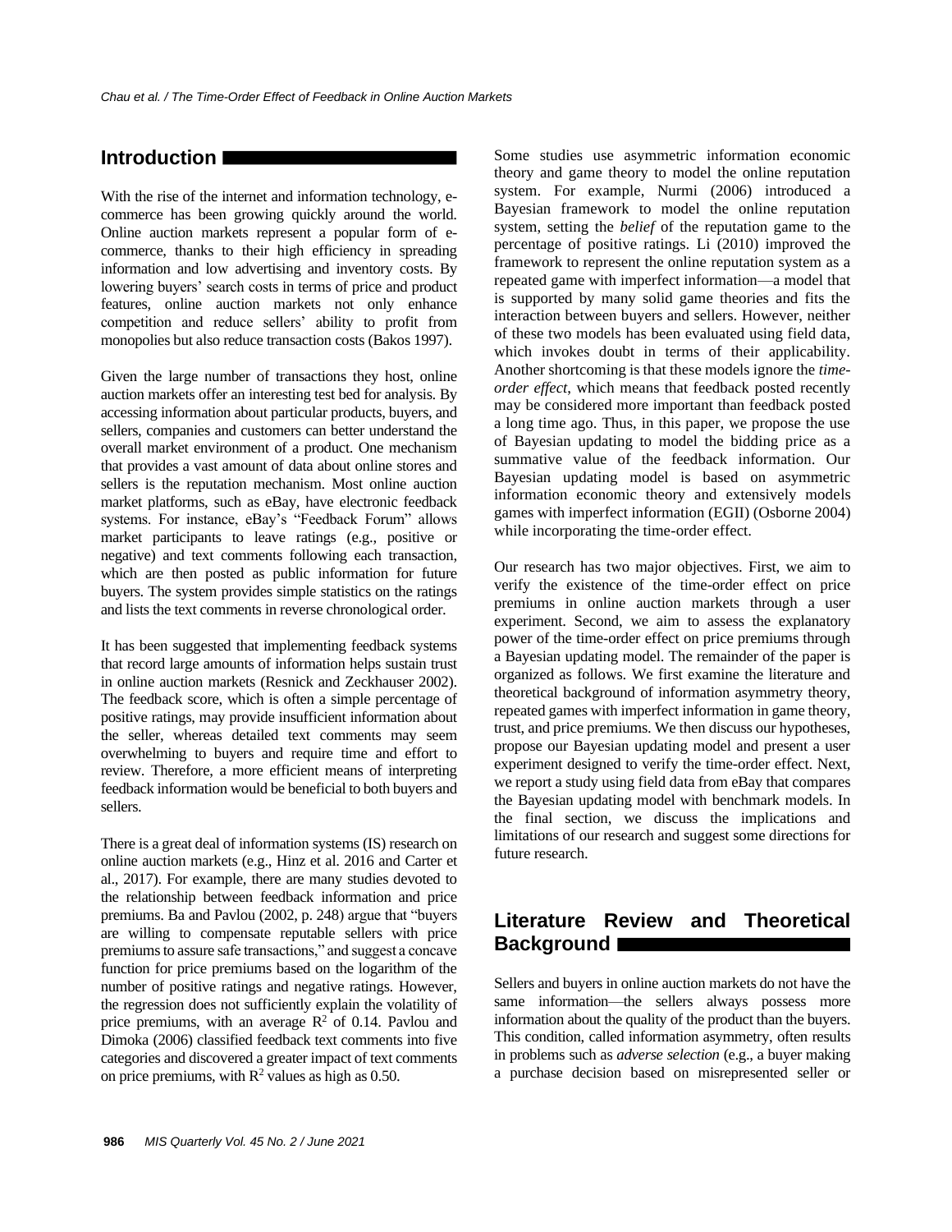## Introduction

With the rise of the internet and information technology, e-commerce has been growing quickly around the world. Online auction markets represent a popular form of e-commerce, thanks to their high efficiency in spreading information and low advertising and inventory costs. By lowering buyers' search costs in terms of price and product features, online auction markets not only enhance competition and reduce sellers' ability to profit from monopolies but also reduce transaction costs (Bakos 1997).

Given the large number of transactions they host, online auction markets offer an interesting test bed for analysis. By accessing information about particular products, buyers, and sellers, companies and customers can better understand the overall market environment of a product. One mechanism that provides a vast amount of data about online stores and sellers is the reputation mechanism. Most online auction market platforms, such as eBay, have electronic feedback systems. For instance, eBay's "Feedback Forum" allows market participants to leave ratings (e.g., positive or negative) and text comments following each transaction, which are then posted as public information for future buyers. The system provides simple statistics on the ratings and lists the text comments in reverse chronological order.

It has been suggested that implementing feedback systems that record large amounts of information helps sustain trust in online auction markets (Resnick and Zeckhauser 2002). The feedback score, which is often a simple percentage of positive ratings, may provide insufficient information about the seller, whereas detailed text comments may seem overwhelming to buyers and require time and effort to review. Therefore, a more efficient means of interpreting feedback information would be beneficial to both buyers and sellers.

There is a great deal of information systems (IS) research on online auction markets (e.g., Hinz et al. 2016 and Carter et al., 2017). For example, there are many studies devoted to the relationship between feedback information and price premiums. Ba and Pavlou (2002, p. 248) argue that "buyers are willing to compensate reputable sellers with price premiums to assure safe transactions," and suggest a concave function for price premiums based on the logarithm of the number of positive ratings and negative ratings. However, the regression does not sufficiently explain the volatility of price premiums, with an average $R^2$ of 0.14. Pavlou and Dimoka (2006) classified feedback text comments into five categories and discovered a greater impact of text comments on price premiums, with $R^2$ values as high as 0.50.

Some studies use asymmetric information economic theory and game theory to model the online reputation system. For example, Nurmi (2006) introduced a Bayesian framework to model the online reputation system, setting the *belief* of the reputation game to the percentage of positive ratings. Li (2010) improved the framework to represent the online reputation system as a repeated game with imperfect information—a model that is supported by many solid game theories and fits the interaction between buyers and sellers. However, neither of these two models has been evaluated using field data, which invokes doubt in terms of their applicability. Another shortcoming is that these models ignore the *time-order effect*, which means that feedback posted recently may be considered more important than feedback posted a long time ago. Thus, in this paper, we propose the use of Bayesian updating to model the bidding price as a summative value of the feedback information. Our Bayesian updating model is based on asymmetric information economic theory and extensively models games with imperfect information (EGII) (Osborne 2004) while incorporating the time-order effect.

Our research has two major objectives. First, we aim to verify the existence of the time-order effect on price premiums in online auction markets through a user experiment. Second, we aim to assess the explanatory power of the time-order effect on price premiums through a Bayesian updating model. The remainder of the paper is organized as follows. We first examine the literature and theoretical background of information asymmetry theory, repeated games with imperfect information in game theory, trust, and price premiums. We then discuss our hypotheses, propose our Bayesian updating model and present a user experiment designed to verify the time-order effect. Next, we report a study using field data from eBay that compares the Bayesian updating model with benchmark models. In the final section, we discuss the implications and limitations of our research and suggest some directions for future research.

## Literature Review and Theoretical Background

Sellers and buyers in online auction markets do not have the same information—the sellers always possess more information about the quality of the product than the buyers. This condition, called information asymmetry, often results in problems such as *adverse selection* (e.g., a buyer making a purchase decision based on misrepresented seller or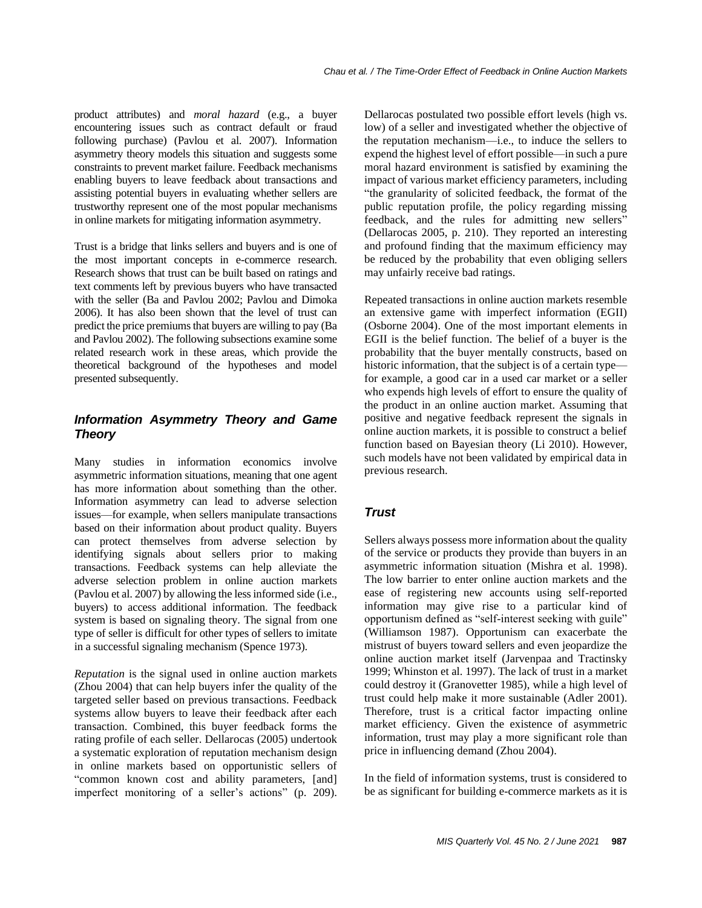product attributes) and *moral hazard* (e.g., a buyer encountering issues such as contract default or fraud following purchase) (Pavlou et al. 2007). Information asymmetry theory models this situation and suggests some constraints to prevent market failure. Feedback mechanisms enabling buyers to leave feedback about transactions and assisting potential buyers in evaluating whether sellers are trustworthy represent one of the most popular mechanisms in online markets for mitigating information asymmetry.

Trust is a bridge that links sellers and buyers and is one of the most important concepts in e-commerce research. Research shows that trust can be built based on ratings and text comments left by previous buyers who have transacted with the seller (Ba and Pavlou 2002; Pavlou and Dimoka 2006). It has also been shown that the level of trust can predict the price premiums that buyers are willing to pay (Ba and Pavlou 2002). The following subsections examine some related research work in these areas, which provide the theoretical background of the hypotheses and model presented subsequently.

### Information Asymmetry Theory and Game Theory

Many studies in information economics involve asymmetric information situations, meaning that one agent has more information about something than the other. Information asymmetry can lead to adverse selection issues—for example, when sellers manipulate transactions based on their information about product quality. Buyers can protect themselves from adverse selection by identifying signals about sellers prior to making transactions. Feedback systems can help alleviate the adverse selection problem in online auction markets (Pavlou et al. 2007) by allowing the less informed side (i.e., buyers) to access additional information. The feedback system is based on signaling theory. The signal from one type of seller is difficult for other types of sellers to imitate in a successful signaling mechanism (Spence 1973).

*Reputation* is the signal used in online auction markets (Zhou 2004) that can help buyers infer the quality of the targeted seller based on previous transactions. Feedback systems allow buyers to leave their feedback after each transaction. Combined, this buyer feedback forms the rating profile of each seller. Dellarocas (2005) undertook a systematic exploration of reputation mechanism design in online markets based on opportunistic sellers of "common known cost and ability parameters, [and] imperfect monitoring of a seller's actions" (p. 209). Dellarocas postulated two possible effort levels (high vs. low) of a seller and investigated whether the objective of the reputation mechanism—i.e., to induce the sellers to expend the highest level of effort possible—in such a pure moral hazard environment is satisfied by examining the impact of various market efficiency parameters, including "the granularity of solicited feedback, the format of the public reputation profile, the policy regarding missing feedback, and the rules for admitting new sellers" (Dellarocas 2005, p. 210). They reported an interesting and profound finding that the maximum efficiency may be reduced by the probability that even obliging sellers may unfairly receive bad ratings.

Repeated transactions in online auction markets resemble an extensive game with imperfect information (EGII) (Osborne 2004). One of the most important elements in EGII is the belief function. The belief of a buyer is the probability that the buyer mentally constructs, based on historic information, that the subject is of a certain type—for example, a good car in a used car market or a seller who expends high levels of effort to ensure the quality of the product in an online auction market. Assuming that positive and negative feedback represent the signals in online auction markets, it is possible to construct a belief function based on Bayesian theory (Li 2010). However, such models have not been validated by empirical data in previous research.

### Trust

Sellers always possess more information about the quality of the service or products they provide than buyers in an asymmetric information situation (Mishra et al. 1998). The low barrier to enter online auction markets and the ease of registering new accounts using self-reported information may give rise to a particular kind of opportunism defined as "self-interest seeking with guile" (Williamson 1987). Opportunism can exacerbate the mistrust of buyers toward sellers and even jeopardize the online auction market itself (Jarvenpaa and Tractinsky 1999; Whinston et al. 1997). The lack of trust in a market could destroy it (Granovetter 1985), while a high level of trust could help make it more sustainable (Adler 2001). Therefore, trust is a critical factor impacting online market efficiency. Given the existence of asymmetric information, trust may play a more significant role than price in influencing demand (Zhou 2004).

In the field of information systems, trust is considered to be as significant for building e-commerce markets as it is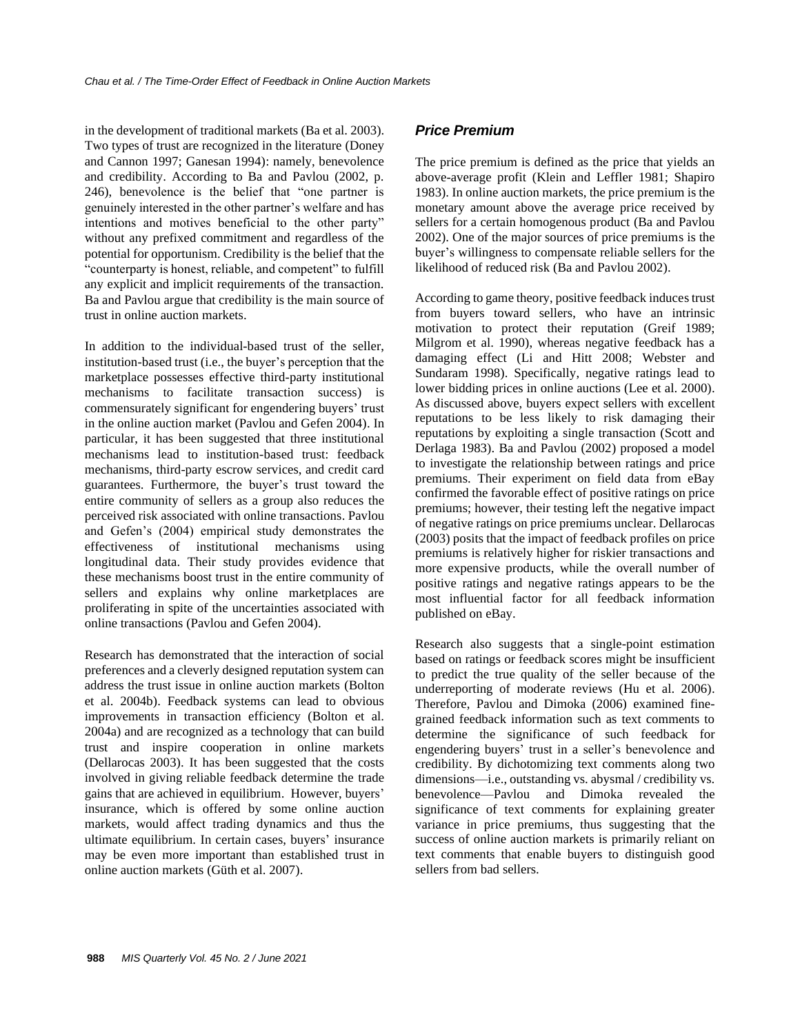in the development of traditional markets (Ba et al. 2003). Two types of trust are recognized in the literature (Doney and Cannon 1997; Ganesan 1994): namely, benevolence and credibility. According to Ba and Pavlou (2002, p. 246), benevolence is the belief that "one partner is genuinely interested in the other partner's welfare and has intentions and motives beneficial to the other party" without any prefixed commitment and regardless of the potential for opportunism. Credibility is the belief that the "counterparty is honest, reliable, and competent" to fulfill any explicit and implicit requirements of the transaction. Ba and Pavlou argue that credibility is the main source of trust in online auction markets.

In addition to the individual-based trust of the seller, institution-based trust (i.e., the buyer's perception that the marketplace possesses effective third-party institutional mechanisms to facilitate transaction success) is commensurately significant for engendering buyers' trust in the online auction market (Pavlou and Gefen 2004). In particular, it has been suggested that three institutional mechanisms lead to institution-based trust: feedback mechanisms, third-party escrow services, and credit card guarantees. Furthermore, the buyer's trust toward the entire community of sellers as a group also reduces the perceived risk associated with online transactions. Pavlou and Gefen's (2004) empirical study demonstrates the effectiveness of institutional mechanisms using longitudinal data. Their study provides evidence that these mechanisms boost trust in the entire community of sellers and explains why online marketplaces are proliferating in spite of the uncertainties associated with online transactions (Pavlou and Gefen 2004).

Research has demonstrated that the interaction of social preferences and a cleverly designed reputation system can address the trust issue in online auction markets (Bolton et al. 2004b). Feedback systems can lead to obvious improvements in transaction efficiency (Bolton et al. 2004a) and are recognized as a technology that can build trust and inspire cooperation in online markets (Dellarocas 2003). It has been suggested that the costs involved in giving reliable feedback determine the trade gains that are achieved in equilibrium. However, buyers' insurance, which is offered by some online auction markets, would affect trading dynamics and thus the ultimate equilibrium. In certain cases, buyers' insurance may be even more important than established trust in online auction markets (Güth et al. 2007).

## Price Premium

The price premium is defined as the price that yields an above-average profit (Klein and Leffler 1981; Shapiro 1983). In online auction markets, the price premium is the monetary amount above the average price received by sellers for a certain homogenous product (Ba and Pavlou 2002). One of the major sources of price premiums is the buyer's willingness to compensate reliable sellers for the likelihood of reduced risk (Ba and Pavlou 2002).

According to game theory, positive feedback induces trust from buyers toward sellers, who have an intrinsic motivation to protect their reputation (Greif 1989; Milgrom et al. 1990), whereas negative feedback has a damaging effect (Li and Hitt 2008; Webster and Sundaram 1998). Specifically, negative ratings lead to lower bidding prices in online auctions (Lee et al. 2000). As discussed above, buyers expect sellers with excellent reputations to be less likely to risk damaging their reputations by exploiting a single transaction (Scott and Derlaga 1983). Ba and Pavlou (2002) proposed a model to investigate the relationship between ratings and price premiums. Their experiment on field data from eBay confirmed the favorable effect of positive ratings on price premiums; however, their testing left the negative impact of negative ratings on price premiums unclear. Dellarocas (2003) posits that the impact of feedback profiles on price premiums is relatively higher for riskier transactions and more expensive products, while the overall number of positive ratings and negative ratings appears to be the most influential factor for all feedback information published on eBay.

Research also suggests that a single-point estimation based on ratings or feedback scores might be insufficient to predict the true quality of the seller because of the underreporting of moderate reviews (Hu et al. 2006). Therefore, Pavlou and Dimoka (2006) examined fine-grained feedback information such as text comments to determine the significance of such feedback for engendering buyers' trust in a seller's benevolence and credibility. By dichotomizing text comments along two dimensions—i.e., outstanding vs. abysmal / credibility vs. benevolence—Pavlou and Dimoka revealed the significance of text comments for explaining greater variance in price premiums, thus suggesting that the success of online auction markets is primarily reliant on text comments that enable buyers to distinguish good sellers from bad sellers.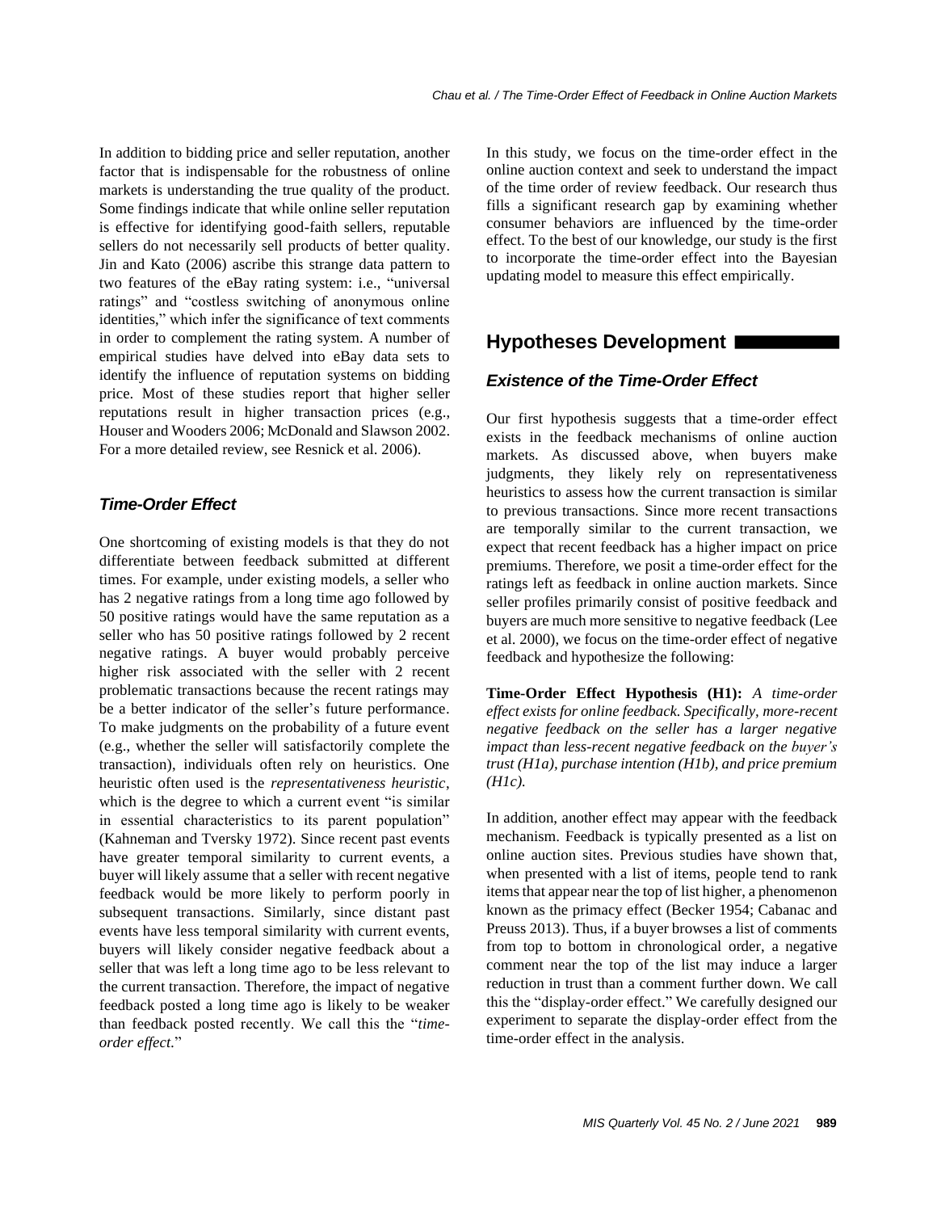In addition to bidding price and seller reputation, another factor that is indispensable for the robustness of online markets is understanding the true quality of the product. Some findings indicate that while online seller reputation is effective for identifying good-faith sellers, reputable sellers do not necessarily sell products of better quality. Jin and Kato (2006) ascribe this strange data pattern to two features of the eBay rating system: i.e., "universal ratings" and "costless switching of anonymous online identities," which infer the significance of text comments in order to complement the rating system. A number of empirical studies have delved into eBay data sets to identify the influence of reputation systems on bidding price. Most of these studies report that higher seller reputations result in higher transaction prices (e.g., Houser and Wooders 2006; McDonald and Slawson 2002. For a more detailed review, see Resnick et al. 2006).

### Time-Order Effect

One shortcoming of existing models is that they do not differentiate between feedback submitted at different times. For example, under existing models, a seller who has 2 negative ratings from a long time ago followed by 50 positive ratings would have the same reputation as a seller who has 50 positive ratings followed by 2 recent negative ratings. A buyer would probably perceive higher risk associated with the seller with 2 recent problematic transactions because the recent ratings may be a better indicator of the seller's future performance. To make judgments on the probability of a future event (e.g., whether the seller will satisfactorily complete the transaction), individuals often rely on heuristics. One heuristic often used is the *representativeness heuristic*, which is the degree to which a current event "is similar in essential characteristics to its parent population" (Kahneman and Tversky 1972). Since recent past events have greater temporal similarity to current events, a buyer will likely assume that a seller with recent negative feedback would be more likely to perform poorly in subsequent transactions. Similarly, since distant past events have less temporal similarity with current events, buyers will likely consider negative feedback about a seller that was left a long time ago to be less relevant to the current transaction. Therefore, the impact of negative feedback posted a long time ago is likely to be weaker than feedback posted recently. We call this the "*time-order effect*."

In this study, we focus on the time-order effect in the online auction context and seek to understand the impact of the time order of review feedback. Our research thus fills a significant research gap by examining whether consumer behaviors are influenced by the time-order effect. To the best of our knowledge, our study is the first to incorporate the time-order effect into the Bayesian updating model to measure this effect empirically.

## Hypotheses Development

### Existence of the Time-Order Effect

Our first hypothesis suggests that a time-order effect exists in the feedback mechanisms of online auction markets. As discussed above, when buyers make judgments, they likely rely on representativeness heuristics to assess how the current transaction is similar to previous transactions. Since more recent transactions are temporally similar to the current transaction, we expect that recent feedback has a higher impact on price premiums. Therefore, we posit a time-order effect for the ratings left as feedback in online auction markets. Since seller profiles primarily consist of positive feedback and buyers are much more sensitive to negative feedback (Lee et al. 2000), we focus on the time-order effect of negative feedback and hypothesize the following:

**Time-Order Effect Hypothesis (H1):** *A time-order effect exists for online feedback. Specifically, more-recent negative feedback on the seller has a larger negative impact than less-recent negative feedback on the buyer's trust (H1a), purchase intention (H1b), and price premium (H1c).*

In addition, another effect may appear with the feedback mechanism. Feedback is typically presented as a list on online auction sites. Previous studies have shown that, when presented with a list of items, people tend to rank items that appear near the top of list higher, a phenomenon known as the primacy effect (Becker 1954; Cabanac and Preuss 2013). Thus, if a buyer browses a list of comments from top to bottom in chronological order, a negative comment near the top of the list may induce a larger reduction in trust than a comment further down. We call this the "display-order effect." We carefully designed our experiment to separate the display-order effect from the time-order effect in the analysis.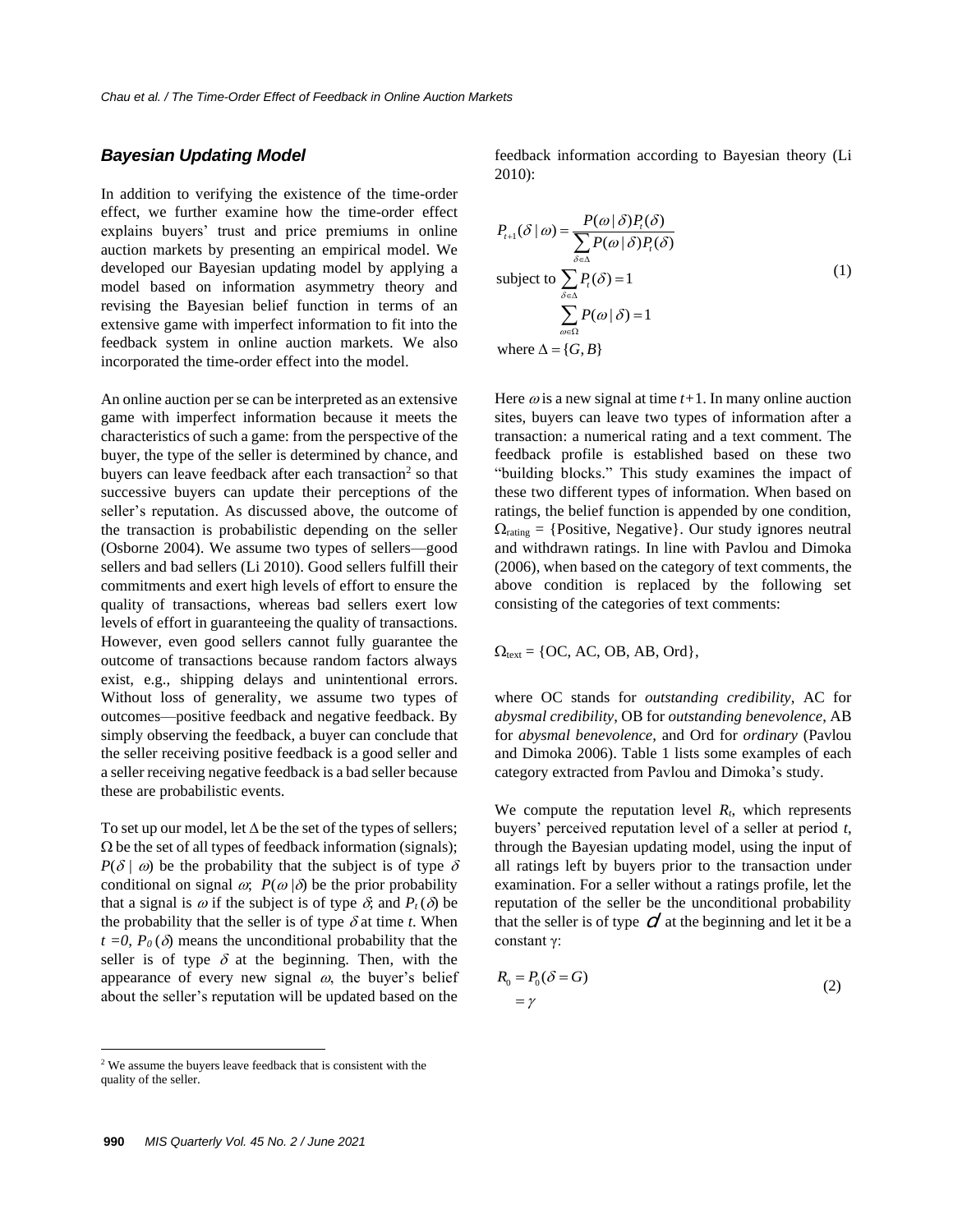### *Bayesian Updating Model*

In addition to verifying the existence of the time-order effect, we further examine how the time-order effect explains buyers' trust and price premiums in online auction markets by presenting an empirical model. We developed our Bayesian updating model by applying a model based on information asymmetry theory and revising the Bayesian belief function in terms of an extensive game with imperfect information to fit into the feedback system in online auction markets. We also incorporated the time-order effect into the model.

An online auction per se can be interpreted as an extensive game with imperfect information because it meets the characteristics of such a game: from the perspective of the buyer, the type of the seller is determined by chance, and buyers can leave feedback after each transaction[2] so that successive buyers can update their perceptions of the seller's reputation. As discussed above, the outcome of the transaction is probabilistic depending on the seller (Osborne 2004). We assume two types of sellers—good sellers and bad sellers (Li 2010). Good sellers fulfill their commitments and exert high levels of effort to ensure the quality of transactions, whereas bad sellers exert low levels of effort in guaranteeing the quality of transactions. However, even good sellers cannot fully guarantee the outcome of transactions because random factors always exist, e.g., shipping delays and unintentional errors. Without loss of generality, we assume two types of outcomes—positive feedback and negative feedback. By simply observing the feedback, a buyer can conclude that the seller receiving positive feedback is a good seller and a seller receiving negative feedback is a bad seller because these are probabilistic events.

To set up our model, let $\Delta$ be the set of the types of sellers; $\Omega$ be the set of all types of feedback information (signals); $P(\delta \mid \omega)$ be the probability that the subject is of type $\delta$ conditional on signal $\omega$; $P(\omega \mid \delta)$ be the prior probability that a signal is $\omega$ if the subject is of type $\delta$; and $P_t(\delta)$ be the probability that the seller is of type $\delta$ at time $t$. When $t = 0$, $P_0(\delta)$ means the unconditional probability that the seller is of type $\delta$ at the beginning. Then, with the appearance of every new signal $\omega$, the buyer's belief about the seller's reputation will be updated based on the feedback information according to Bayesian theory (Li 2010):

$$
\begin{aligned}
& P_{t+1}(\delta \mid \omega) = \frac{P(\omega \mid \delta) P_t(\delta)}{\sum_{\delta \in \Delta} P(\omega \mid \delta) P_t(\delta)} \\
& \text{subject to } \sum_{\delta \in \Delta} P_t(\delta) = 1 \\
& \qquad\qquad \sum_{\omega \in \Omega} P(\omega \mid \delta) = 1 \\
& \text{where } \Delta = \{G, B\}
\end{aligned}
\tag{1}
$$

Here $\omega$ is a new signal at time $t+1$. In many online auction sites, buyers can leave two types of information after a transaction: a numerical rating and a text comment. The feedback profile is established based on these two "building blocks." This study examines the impact of these two different types of information. When based on ratings, the belief function is appended by one condition, $\Omega_{\text{rating}}$ = {Positive, Negative}. Our study ignores neutral and withdrawn ratings. In line with Pavlou and Dimoka (2006), when based on the category of text comments, the above condition is replaced by the following set consisting of the categories of text comments:

$\Omega_{\text{text}}$ = {OC, AC, OB, AB, Ord},

where OC stands for *outstanding credibility*, AC for *abysmal credibility*, OB for *outstanding benevolence*, AB for *abysmal benevolence*, and Ord for *ordinary* (Pavlou and Dimoka 2006). Table 1 lists some examples of each category extracted from Pavlou and Dimoka's study.

We compute the reputation level $R_t$, which represents buyers' perceived reputation level of a seller at period $t$, through the Bayesian updating model, using the input of all ratings left by buyers prior to the transaction under examination. For a seller without a ratings profile, let the reputation of the seller be the unconditional probability that the seller is of type $d$ at the beginning and let it be a constant $\gamma$:

$$
\begin{aligned}
R_0 &= P_0(\delta = G) \\
&= \gamma
\end{aligned}
\tag{2}
$$

[2] We assume the buyers leave feedback that is consistent with the quality of the seller.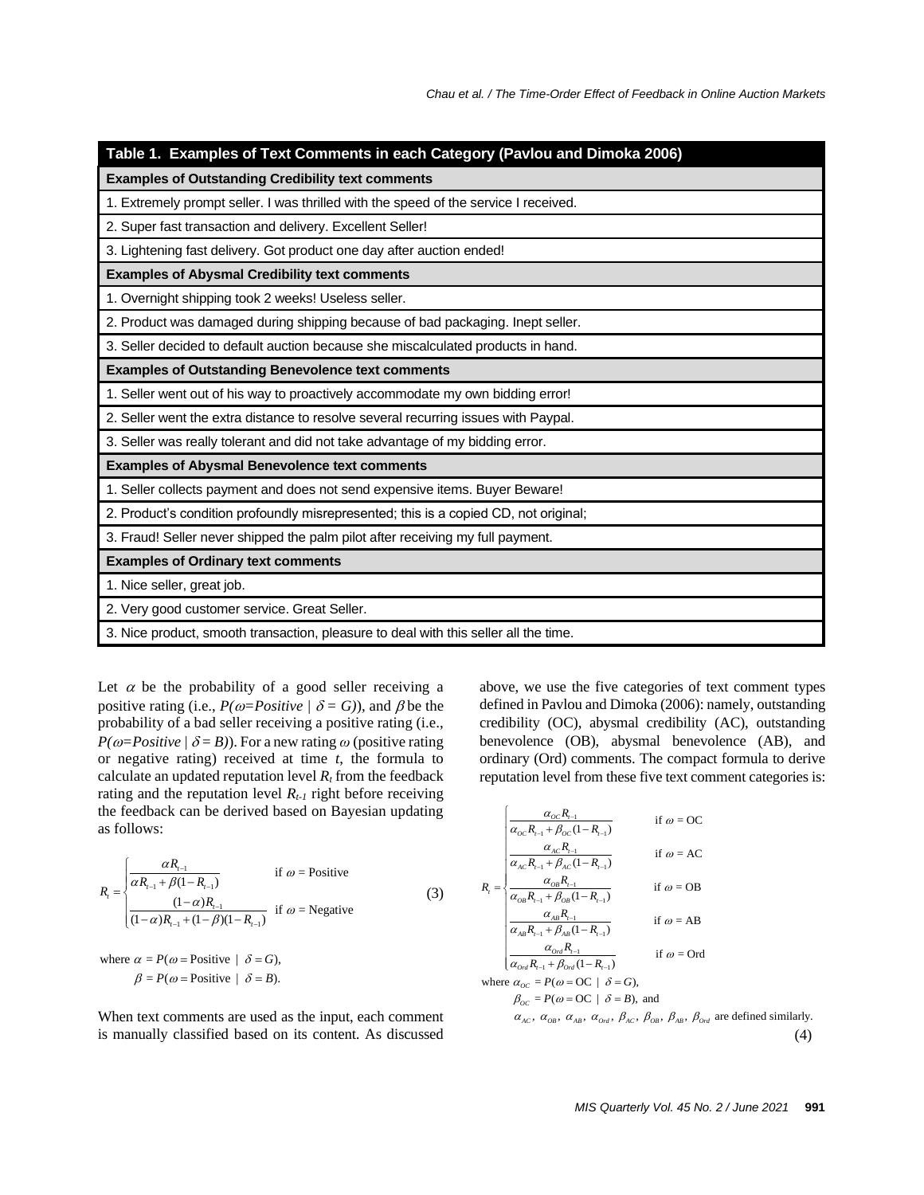**Table 1. Examples of Text Comments in each Category (Pavlou and Dimoka 2006)**

| Examples of Outstanding Credibility text comments |
|---|
| 1. Extremely prompt seller. I was thrilled with the speed of the service I received. |
| 2. Super fast transaction and delivery. Excellent Seller! |
| 3. Lightening fast delivery. Got product one day after auction ended! |
| **Examples of Abysmal Credibility text comments** |
| 1. Overnight shipping took 2 weeks! Useless seller. |
| 2. Product was damaged during shipping because of bad packaging. Inept seller. |
| 3. Seller decided to default auction because she miscalculated products in hand. |
| **Examples of Outstanding Benevolence text comments** |
| 1. Seller went out of his way to proactively accommodate my own bidding error! |
| 2. Seller went the extra distance to resolve several recurring issues with Paypal. |
| 3. Seller was really tolerant and did not take advantage of my bidding error. |
| **Examples of Abysmal Benevolence text comments** |
| 1. Seller collects payment and does not send expensive items. Buyer Beware! |
| 2. Product's condition profoundly misrepresented; this is a copied CD, not original; |
| 3. Fraud! Seller never shipped the palm pilot after receiving my full payment. |
| **Examples of Ordinary text comments** |
| 1. Nice seller, great job. |
| 2. Very good customer service. Great Seller. |
| 3. Nice product, smooth transaction, pleasure to deal with this seller all the time. |

Let $\alpha$ be the probability of a good seller receiving a positive rating (i.e., $P(\omega=Positive \mid \delta = G)$), and $\beta$ be the probability of a bad seller receiving a positive rating (i.e., $P(\omega=Positive \mid \delta = B)$). For a new rating $\omega$ (positive rating or negative rating) received at time $t$, the formula to calculate an updated reputation level $R_t$ from the feedback rating and the reputation level $R_{t-1}$ right before receiving the feedback can be derived based on Bayesian updating as follows:

$$
R_t = \begin{cases} \dfrac{\alpha R_{t-1}}{\alpha R_{t-1} + \beta(1-R_{t-1})} & \text{if } \omega = \text{Positive} \\[2ex] \dfrac{(1-\alpha)R_{t-1}}{(1-\alpha)R_{t-1} + (1-\beta)(1-R_{t-1})} & \text{if } \omega = \text{Negative} \end{cases} \tag{3}
$$

where $\alpha = P(\omega = \text{Positive} \mid \delta = G)$,
$\beta = P(\omega = \text{Positive} \mid \delta = B)$.

When text comments are used as the input, each comment is manually classified based on its content. As discussed above, we use the five categories of text comment types defined in Pavlou and Dimoka (2006): namely, outstanding credibility (OC), abysmal credibility (AC), outstanding benevolence (OB), abysmal benevolence (AB), and ordinary (Ord) comments. The compact formula to derive reputation level from these five text comment categories is:

$$
R_t = \begin{cases} \dfrac{\alpha_{OC} R_{t-1}}{\alpha_{OC} R_{t-1} + \beta_{OC}(1-R_{t-1})} & \text{if } \omega = \text{OC} \\[2ex] \dfrac{\alpha_{AC} R_{t-1}}{\alpha_{AC} R_{t-1} + \beta_{AC}(1-R_{t-1})} & \text{if } \omega = \text{AC} \\[2ex] \dfrac{\alpha_{OB} R_{t-1}}{\alpha_{OB} R_{t-1} + \beta_{OB}(1-R_{t-1})} & \text{if } \omega = \text{OB} \\[2ex] \dfrac{\alpha_{AB} R_{t-1}}{\alpha_{AB} R_{t-1} + \beta_{AB}(1-R_{t-1})} & \text{if } \omega = \text{AB} \\[2ex] \dfrac{\alpha_{Ord} R_{t-1}}{\alpha_{Ord} R_{t-1} + \beta_{Ord}(1-R_{t-1})} & \text{if } \omega = \text{Ord} \end{cases} \tag{4}
$$

where $\alpha_{OC} = P(\omega = \text{OC} \mid \delta = G)$,
$\beta_{OC} = P(\omega = \text{OC} \mid \delta = B)$, and
$\alpha_{AC}$, $\alpha_{OB}$, $\alpha_{AB}$, $\alpha_{Ord}$, $\beta_{AC}$, $\beta_{OB}$, $\beta_{AB}$, $\beta_{Ord}$ are defined similarly.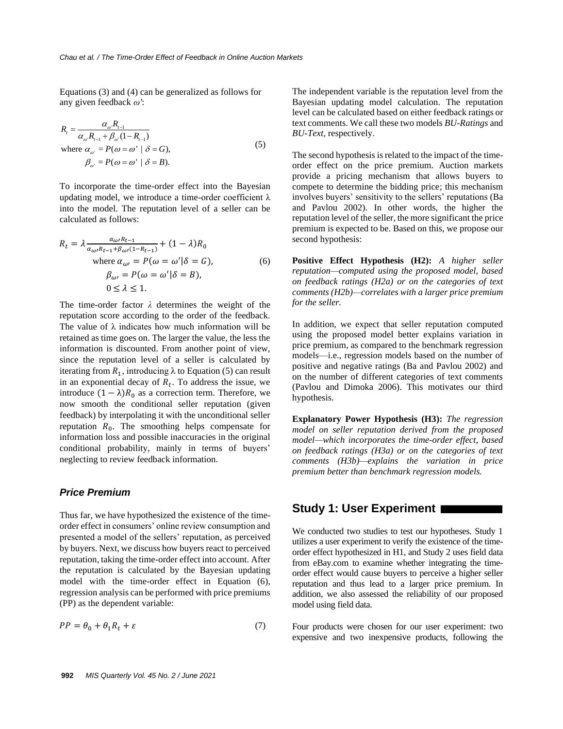Equations (3) and (4) can be generalized as follows for any given feedback $\omega'$:

$$R_t = \frac{\alpha_{\omega'} R_{t-1}}{\alpha_{\omega'} R_{t-1} + \beta_{\omega'}(1 - R_{t-1})}$$
$$\text{where } \alpha_{\omega'} = P(\omega = \omega' \mid \delta = G), \tag{5}$$
$$\beta_{\omega'} = P(\omega = \omega' \mid \delta = B).$$

To incorporate the time-order effect into the Bayesian updating model, we introduce a time-order coefficient λ into the model. The reputation level of a seller can be calculated as follows:

$$R_t = \lambda \frac{\alpha_{\omega'} R_{t-1}}{\alpha_{\omega'} R_{t-1} + \beta_{\omega'}(1 - R_{t-1})} + (1 - \lambda) R_0$$
$$\text{where } \alpha_{\omega'} = P(\omega = \omega' | \delta = G), \tag{6}$$
$$\beta_{\omega'} = P(\omega = \omega' | \delta = B),$$
$$0 \leq \lambda \leq 1.$$

The time-order factor $\lambda$ determines the weight of the reputation score according to the order of the feedback. The value of λ indicates how much information will be retained as time goes on. The larger the value, the less the information is discounted. From another point of view, since the reputation level of a seller is calculated by iterating from $R_1$, introducing λ to Equation (5) can result in an exponential decay of $R_t$. To address the issue, we introduce $(1 - \lambda)R_0$ as a correction term. Therefore, we now smooth the conditional seller reputation (given feedback) by interpolating it with the unconditional seller reputation $R_0$. The smoothing helps compensate for information loss and possible inaccuracies in the original conditional probability, mainly in terms of buyers' neglecting to review feedback information.

### Price Premium

Thus far, we have hypothesized the existence of the time-order effect in consumers' online review consumption and presented a model of the sellers' reputation, as perceived by buyers. Next, we discuss how buyers react to perceived reputation, taking the time-order effect into account. After the reputation is calculated by the Bayesian updating model with the time-order effect in Equation (6), regression analysis can be performed with price premiums (PP) as the dependent variable:

$$PP = \theta_0 + \theta_1 R_t + \varepsilon \tag{7}$$

The independent variable is the reputation level from the Bayesian updating model calculation. The reputation level can be calculated based on either feedback ratings or text comments. We call these two models *BU-Ratings* and *BU-Text*, respectively.

The second hypothesis is related to the impact of the time-order effect on the price premium. Auction markets provide a pricing mechanism that allows buyers to compete to determine the bidding price; this mechanism involves buyers' sensitivity to the sellers' reputations (Ba and Pavlou 2002). In other words, the higher the reputation level of the seller, the more significant the price premium is expected to be. Based on this, we propose our second hypothesis:

**Positive Effect Hypothesis (H2):** *A higher seller reputation—computed using the proposed model, based on feedback ratings (H2a) or on the categories of text comments (H2b)—correlates with a larger price premium for the seller.*

In addition, we expect that seller reputation computed using the proposed model better explains variation in price premium, as compared to the benchmark regression models—i.e., regression models based on the number of positive and negative ratings (Ba and Pavlou 2002) and on the number of different categories of text comments (Pavlou and Dimoka 2006). This motivates our third hypothesis.

**Explanatory Power Hypothesis (H3):** *The regression model on seller reputation derived from the proposed model—which incorporates the time-order effect, based on feedback ratings (H3a) or on the categories of text comments (H3b)—explains the variation in price premium better than benchmark regression models.*

## Study 1: User Experiment

We conducted two studies to test our hypotheses. Study 1 utilizes a user experiment to verify the existence of the time-order effect hypothesized in H1, and Study 2 uses field data from eBay.com to examine whether integrating the time-order effect would cause buyers to perceive a higher seller reputation and thus lead to a larger price premium. In addition, we also assessed the reliability of our proposed model using field data.

Four products were chosen for our user experiment: two expensive and two inexpensive products, following the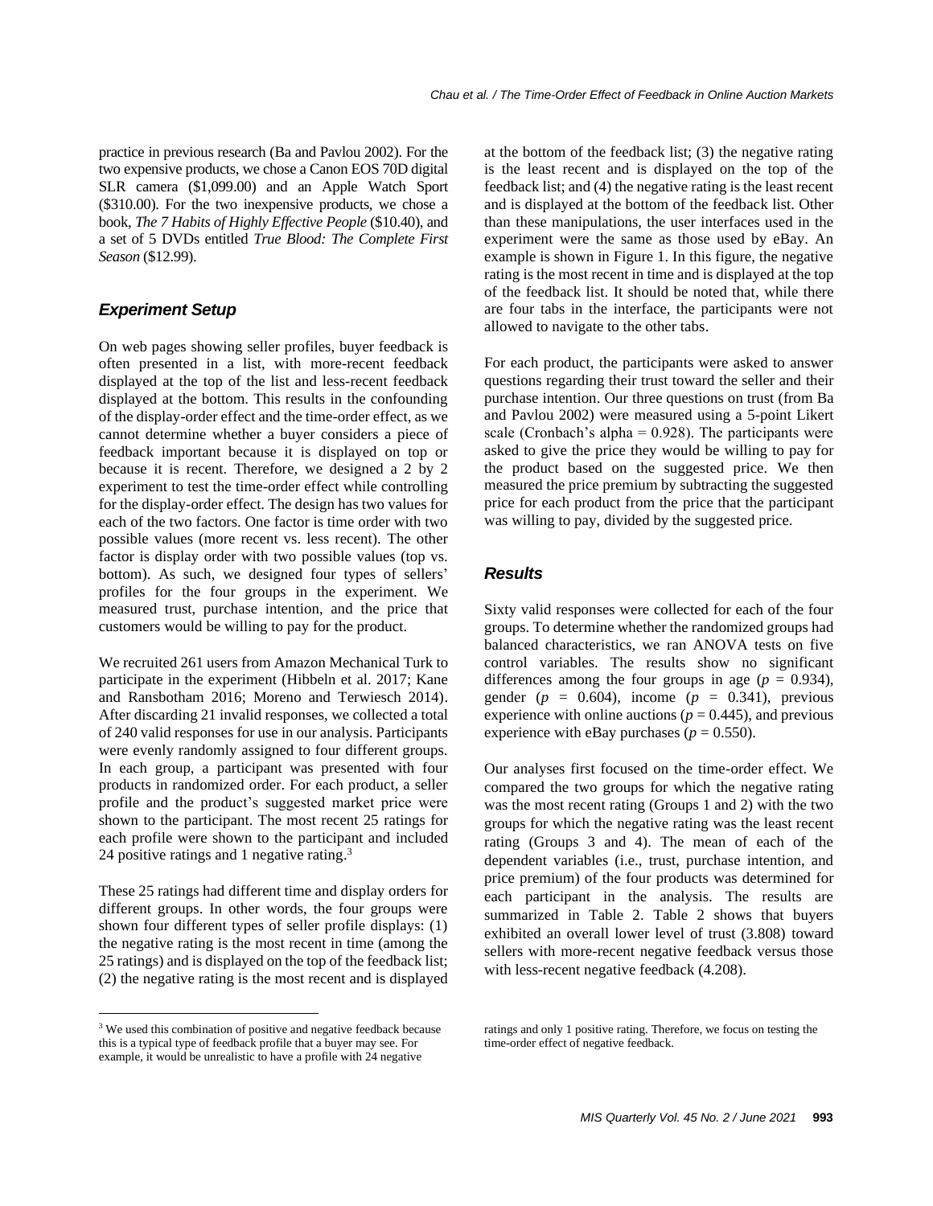practice in previous research (Ba and Pavlou 2002). For the two expensive products, we chose a Canon EOS 70D digital SLR camera ($1,099.00) and an Apple Watch Sport ($310.00). For the two inexpensive products, we chose a book, *The 7 Habits of Highly Effective People* ($10.40), and a set of 5 DVDs entitled *True Blood: The Complete First Season* ($12.99).

### *Experiment Setup*

On web pages showing seller profiles, buyer feedback is often presented in a list, with more-recent feedback displayed at the top of the list and less-recent feedback displayed at the bottom. This results in the confounding of the display-order effect and the time-order effect, as we cannot determine whether a buyer considers a piece of feedback important because it is displayed on top or because it is recent. Therefore, we designed a 2 by 2 experiment to test the time-order effect while controlling for the display-order effect. The design has two values for each of the two factors. One factor is time order with two possible values (more recent vs. less recent). The other factor is display order with two possible values (top vs. bottom). As such, we designed four types of sellers' profiles for the four groups in the experiment. We measured trust, purchase intention, and the price that customers would be willing to pay for the product.

We recruited 261 users from Amazon Mechanical Turk to participate in the experiment (Hibbeln et al. 2017; Kane and Ransbotham 2016; Moreno and Terwiesch 2014). After discarding 21 invalid responses, we collected a total of 240 valid responses for use in our analysis. Participants were evenly randomly assigned to four different groups. In each group, a participant was presented with four products in randomized order. For each product, a seller profile and the product's suggested market price were shown to the participant. The most recent 25 ratings for each profile were shown to the participant and included 24 positive ratings and 1 negative rating.[3]

These 25 ratings had different time and display orders for different groups. In other words, the four groups were shown four different types of seller profile displays: (1) the negative rating is the most recent in time (among the 25 ratings) and is displayed on the top of the feedback list; (2) the negative rating is the most recent and is displayed at the bottom of the feedback list; (3) the negative rating is the least recent and is displayed on the top of the feedback list; and (4) the negative rating is the least recent and is displayed at the bottom of the feedback list. Other than these manipulations, the user interfaces used in the experiment were the same as those used by eBay. An example is shown in Figure 1. In this figure, the negative rating is the most recent in time and is displayed at the top of the feedback list. It should be noted that, while there are four tabs in the interface, the participants were not allowed to navigate to the other tabs.

For each product, the participants were asked to answer questions regarding their trust toward the seller and their purchase intention. Our three questions on trust (from Ba and Pavlou 2002) were measured using a 5-point Likert scale (Cronbach's alpha = 0.928). The participants were asked to give the price they would be willing to pay for the product based on the suggested price. We then measured the price premium by subtracting the suggested price for each product from the price that the participant was willing to pay, divided by the suggested price.

### *Results*

Sixty valid responses were collected for each of the four groups. To determine whether the randomized groups had balanced characteristics, we ran ANOVA tests on five control variables. The results show no significant differences among the four groups in age ($p$ = 0.934), gender ($p$ = 0.604), income ($p$ = 0.341), previous experience with online auctions ($p$ = 0.445), and previous experience with eBay purchases ($p$ = 0.550).

Our analyses first focused on the time-order effect. We compared the two groups for which the negative rating was the most recent rating (Groups 1 and 2) with the two groups for which the negative rating was the least recent rating (Groups 3 and 4). The mean of each of the dependent variables (i.e., trust, purchase intention, and price premium) of the four products was determined for each participant in the analysis. The results are summarized in Table 2. Table 2 shows that buyers exhibited an overall lower level of trust (3.808) toward sellers with more-recent negative feedback versus those with less-recent negative feedback (4.208).

[3] We used this combination of positive and negative feedback because this is a typical type of feedback profile that a buyer may see. For example, it would be unrealistic to have a profile with 24 negative ratings and only 1 positive rating. Therefore, we focus on testing the time-order effect of negative feedback.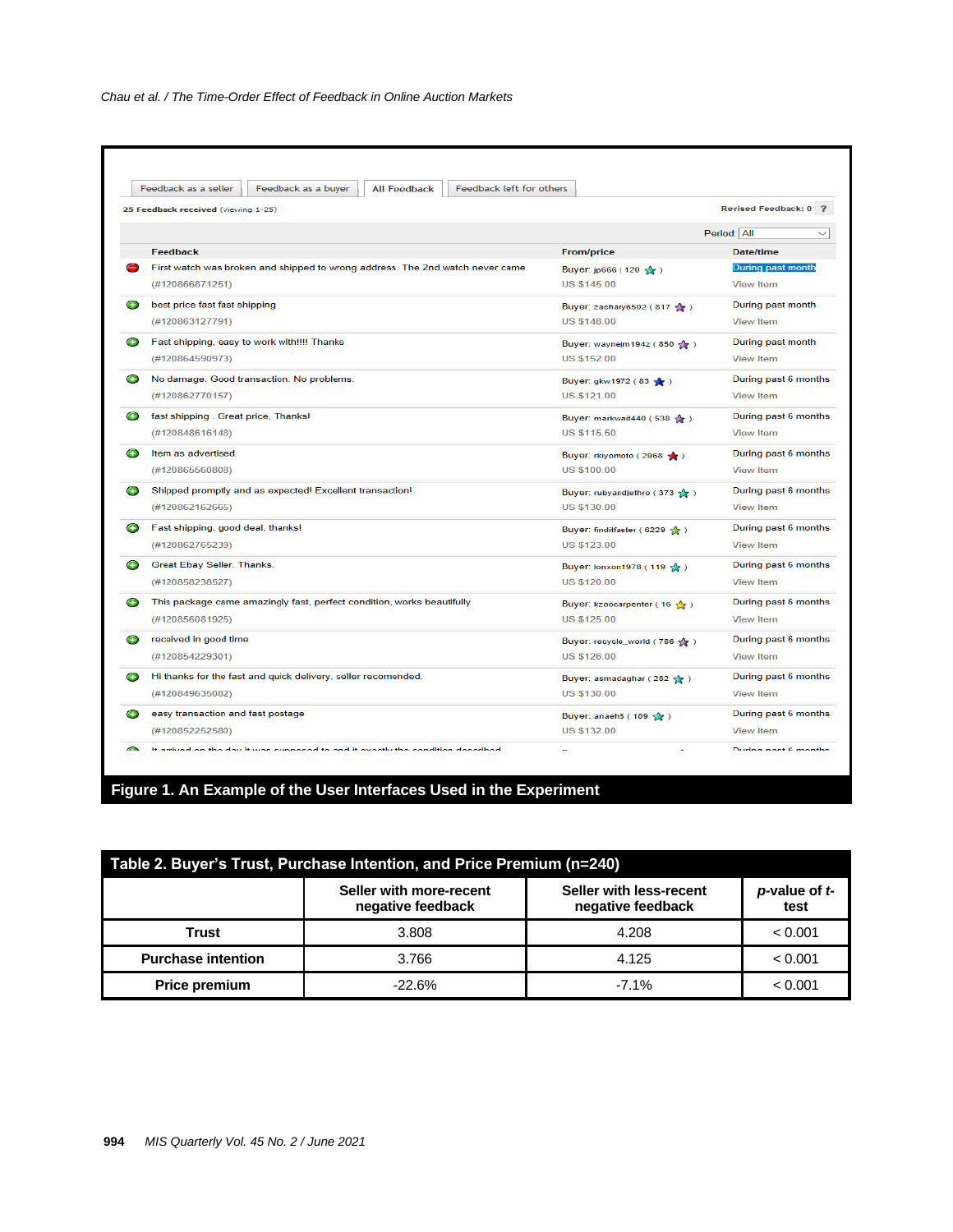| | Feedback | From/price | Date/time |
|---|---|---|---|
| (negative) | First watch was broken and shipped to wrong address. The 2nd watch never came (#120866871251) | Buyer: jp666 ( 120 ) US $145.00 | During past month View Item |
| (positive) | best price fast fast shipping (#120863127791) | Buyer: zachary6502 ( 817 ) US $148.00 | During past month View Item |
| (positive) | Fast shipping, easy to work with!!!! Thanks (#120864590973) | Buyer: waynejm1942 ( 850 ) US $152.00 | During past month View Item |
| (positive) | No damage. Good transaction. No problems. (#120862770157) | Buyer: gkw1972 ( 83 ) US $121.00 | During past 6 months View Item |
| (positive) | fast shipping . Great price, Thanks! (#120848616148) | Buyer: markwait440 ( 538 ) US $115.50 | During past 6 months View Item |
| (positive) | Item as advertised. (#120865560808) | Buyer: rkiyomoto ( 2968 ) US $100.00 | During past 6 months View Item |
| (positive) | Shipped promptly and as expected! Excellent transaction! (#120862162665) | Buyer: rubyandjethro ( 373 ) US $130.00 | During past 6 months View Item |
| (positive) | Fast shipping, good deal, thanks! (#120862765239) | Buyer: finditfaster ( 6229 ) US $123.00 | During past 6 months View Item |
| (positive) | Great Ebay Seller. Thanks. (#120858238527) | Buyer: lonxon1978 ( 119 ) US $120.00 | During past 6 months View Item |
| (positive) | This package came amazingly fast, perfect condition, works beautifully (#120856081925) | Buyer: kzoocarpenter ( 16 ) US $125.00 | During past 6 months View Item |
| (positive) | received in good time (#120854229301) | Buyer: recycle_world ( 786 ) US $126.00 | During past 6 months View Item |
| (positive) | Hi thanks for the fast and quick delivery, seller recomended. (#120849635082) | Buyer: asmadaghar ( 282 ) US $130.00 | During past 6 months View Item |
| (positive) | easy transaction and fast postage (#120852252580) | Buyer: anaeh5 ( 109 ) US $132.00 | During past 6 months View Item |

**Figure 1. An Example of the User Interfaces Used in the Experiment**

**Table 2. Buyer's Trust, Purchase Intention, and Price Premium (n=240)**

| | Seller with more-recent negative feedback | Seller with less-recent negative feedback | *p*-value of *t*-test |
|---|---|---|---|
| **Trust** | 3.808 | 4.208 | < 0.001 |
| **Purchase intention** | 3.766 | 4.125 | < 0.001 |
| **Price premium** | -22.6% | -7.1% | < 0.001 |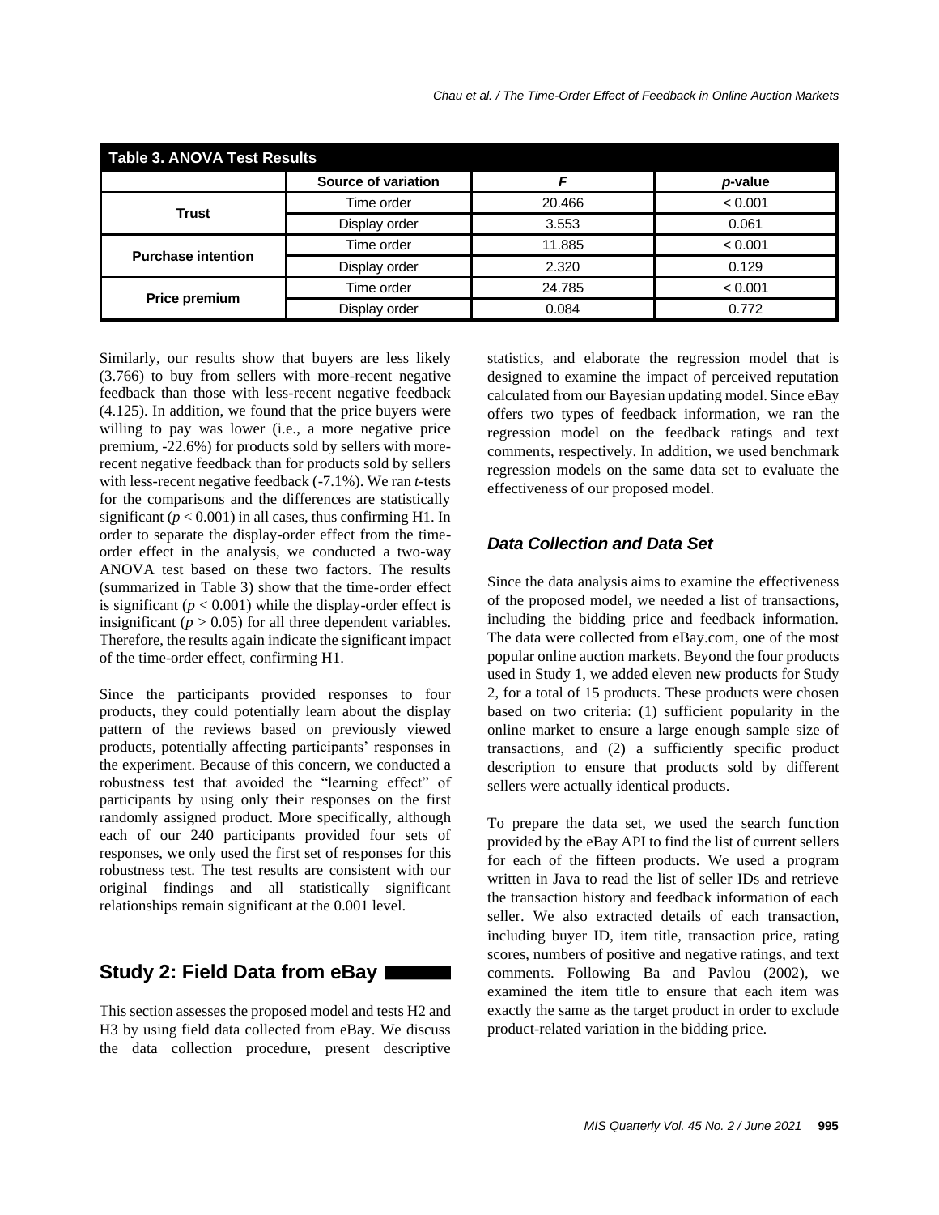**Table 3. ANOVA Test Results**

| | Source of variation | *F* | *p*-value |
|---|---|---|---|
| **Trust** | Time order | 20.466 | < 0.001 |
| | Display order | 3.553 | 0.061 |
| **Purchase intention** | Time order | 11.885 | < 0.001 |
| | Display order | 2.320 | 0.129 |
| **Price premium** | Time order | 24.785 | < 0.001 |
| | Display order | 0.084 | 0.772 |

Similarly, our results show that buyers are less likely (3.766) to buy from sellers with more-recent negative feedback than those with less-recent negative feedback (4.125). In addition, we found that the price buyers were willing to pay was lower (i.e., a more negative price premium, -22.6%) for products sold by sellers with more-recent negative feedback than for products sold by sellers with less-recent negative feedback (-7.1%). We ran *t*-tests for the comparisons and the differences are statistically significant ($p < 0.001$) in all cases, thus confirming H1. In order to separate the display-order effect from the time-order effect in the analysis, we conducted a two-way ANOVA test based on these two factors. The results (summarized in Table 3) show that the time-order effect is significant ($p < 0.001$) while the display-order effect is insignificant ($p > 0.05$) for all three dependent variables. Therefore, the results again indicate the significant impact of the time-order effect, confirming H1.

Since the participants provided responses to four products, they could potentially learn about the display pattern of the reviews based on previously viewed products, potentially affecting participants' responses in the experiment. Because of this concern, we conducted a robustness test that avoided the "learning effect" of participants by using only their responses on the first randomly assigned product. More specifically, although each of our 240 participants provided four sets of responses, we only used the first set of responses for this robustness test. The test results are consistent with our original findings and all statistically significant relationships remain significant at the 0.001 level.

## Study 2: Field Data from eBay

This section assesses the proposed model and tests H2 and H3 by using field data collected from eBay. We discuss the data collection procedure, present descriptive statistics, and elaborate the regression model that is designed to examine the impact of perceived reputation calculated from our Bayesian updating model. Since eBay offers two types of feedback information, we ran the regression model on the feedback ratings and text comments, respectively. In addition, we used benchmark regression models on the same data set to evaluate the effectiveness of our proposed model.

### *Data Collection and Data Set*

Since the data analysis aims to examine the effectiveness of the proposed model, we needed a list of transactions, including the bidding price and feedback information. The data were collected from eBay.com, one of the most popular online auction markets. Beyond the four products used in Study 1, we added eleven new products for Study 2, for a total of 15 products. These products were chosen based on two criteria: (1) sufficient popularity in the online market to ensure a large enough sample size of transactions, and (2) a sufficiently specific product description to ensure that products sold by different sellers were actually identical products.

To prepare the data set, we used the search function provided by the eBay API to find the list of current sellers for each of the fifteen products. We used a program written in Java to read the list of seller IDs and retrieve the transaction history and feedback information of each seller. We also extracted details of each transaction, including buyer ID, item title, transaction price, rating scores, numbers of positive and negative ratings, and text comments. Following Ba and Pavlou (2002), we examined the item title to ensure that each item was exactly the same as the target product in order to exclude product-related variation in the bidding price.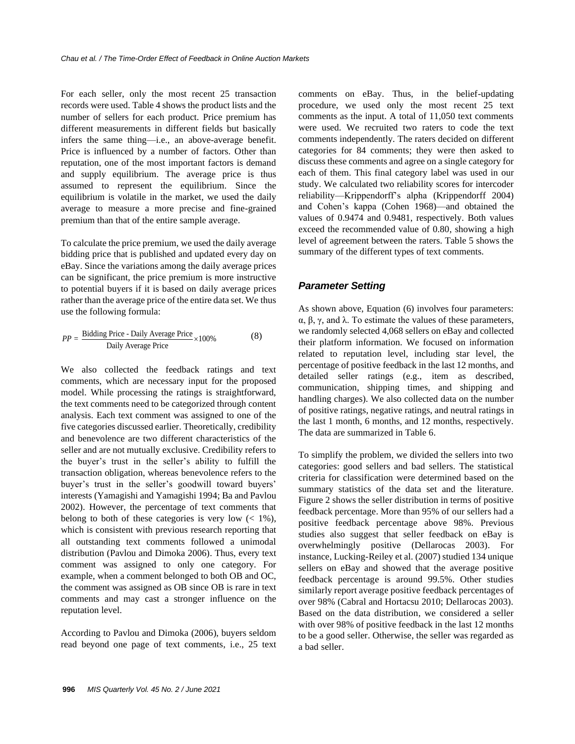For each seller, only the most recent 25 transaction records were used. Table 4 shows the product lists and the number of sellers for each product. Price premium has different measurements in different fields but basically infers the same thing—i.e., an above-average benefit. Price is influenced by a number of factors. Other than reputation, one of the most important factors is demand and supply equilibrium. The average price is thus assumed to represent the equilibrium. Since the equilibrium is volatile in the market, we used the daily average to measure a more precise and fine-grained premium than that of the entire sample average.

To calculate the price premium, we used the daily average bidding price that is published and updated every day on eBay. Since the variations among the daily average prices can be significant, the price premium is more instructive to potential buyers if it is based on daily average prices rather than the average price of the entire data set. We thus use the following formula:

$$PP = \frac{\text{Bidding Price - Daily Average Price}}{\text{Daily Average Price}} \times 100\% \qquad (8)$$

We also collected the feedback ratings and text comments, which are necessary input for the proposed model. While processing the ratings is straightforward, the text comments need to be categorized through content analysis. Each text comment was assigned to one of the five categories discussed earlier. Theoretically, credibility and benevolence are two different characteristics of the seller and are not mutually exclusive. Credibility refers to the buyer's trust in the seller's ability to fulfill the transaction obligation, whereas benevolence refers to the buyer's trust in the seller's goodwill toward buyers' interests (Yamagishi and Yamagishi 1994; Ba and Pavlou 2002). However, the percentage of text comments that belong to both of these categories is very low (< 1%), which is consistent with previous research reporting that all outstanding text comments followed a unimodal distribution (Pavlou and Dimoka 2006). Thus, every text comment was assigned to only one category. For example, when a comment belonged to both OB and OC, the comment was assigned as OB since OB is rare in text comments and may cast a stronger influence on the reputation level.

According to Pavlou and Dimoka (2006), buyers seldom read beyond one page of text comments, i.e., 25 text comments on eBay. Thus, in the belief-updating procedure, we used only the most recent 25 text comments as the input. A total of 11,050 text comments were used. We recruited two raters to code the text comments independently. The raters decided on different categories for 84 comments; they were then asked to discuss these comments and agree on a single category for each of them. This final category label was used in our study. We calculated two reliability scores for intercoder reliability—Krippendorff's alpha (Krippendorff 2004) and Cohen's kappa (Cohen 1968)—and obtained the values of 0.9474 and 0.9481, respectively. Both values exceed the recommended value of 0.80, showing a high level of agreement between the raters. Table 5 shows the summary of the different types of text comments.

## *Parameter Setting*

As shown above, Equation (6) involves four parameters: $\alpha$, $\beta$, $\gamma$, and $\lambda$. To estimate the values of these parameters, we randomly selected 4,068 sellers on eBay and collected their platform information. We focused on information related to reputation level, including star level, the percentage of positive feedback in the last 12 months, and detailed seller ratings (e.g., item as described, communication, shipping times, and shipping and handling charges). We also collected data on the number of positive ratings, negative ratings, and neutral ratings in the last 1 month, 6 months, and 12 months, respectively. The data are summarized in Table 6.

To simplify the problem, we divided the sellers into two categories: good sellers and bad sellers. The statistical criteria for classification were determined based on the summary statistics of the data set and the literature. Figure 2 shows the seller distribution in terms of positive feedback percentage. More than 95% of our sellers had a positive feedback percentage above 98%. Previous studies also suggest that seller feedback on eBay is overwhelmingly positive (Dellarocas 2003). For instance, Lucking-Reiley et al. (2007) studied 134 unique sellers on eBay and showed that the average positive feedback percentage is around 99.5%. Other studies similarly report average positive feedback percentages of over 98% (Cabral and Hortacsu 2010; Dellarocas 2003). Based on the data distribution, we considered a seller with over 98% of positive feedback in the last 12 months to be a good seller. Otherwise, the seller was regarded as a bad seller.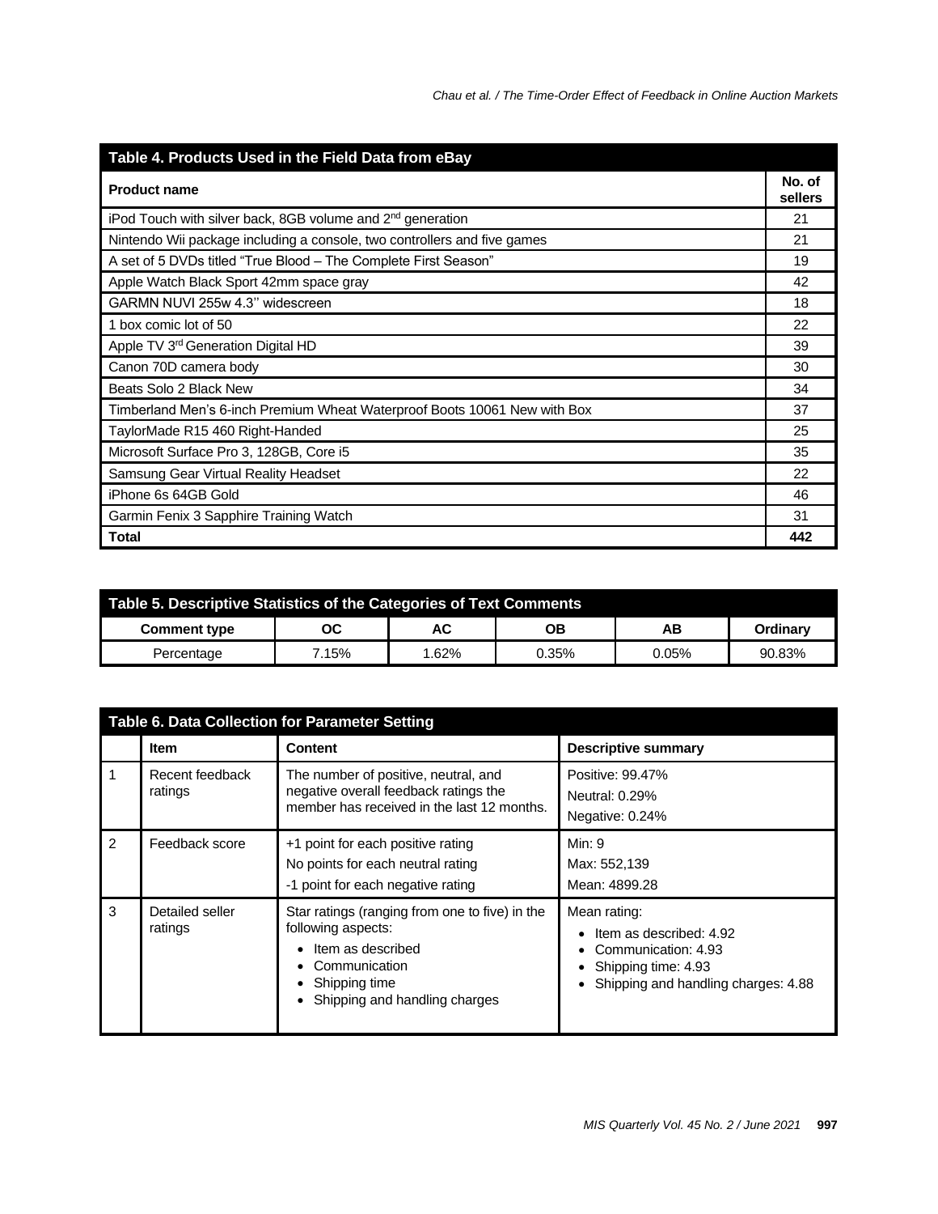**Table 4. Products Used in the Field Data from eBay**

| Product name | No. of sellers |
|---|---|
| iPod Touch with silver back, 8GB volume and 2nd generation | 21 |
| Nintendo Wii package including a console, two controllers and five games | 21 |
| A set of 5 DVDs titled "True Blood – The Complete First Season" | 19 |
| Apple Watch Black Sport 42mm space gray | 42 |
| GARMN NUVI 255w 4.3'' widescreen | 18 |
| 1 box comic lot of 50 | 22 |
| Apple TV 3rd Generation Digital HD | 39 |
| Canon 70D camera body | 30 |
| Beats Solo 2 Black New | 34 |
| Timberland Men's 6-inch Premium Wheat Waterproof Boots 10061 New with Box | 37 |
| TaylorMade R15 460 Right-Handed | 25 |
| Microsoft Surface Pro 3, 128GB, Core i5 | 35 |
| Samsung Gear Virtual Reality Headset | 22 |
| iPhone 6s 64GB Gold | 46 |
| Garmin Fenix 3 Sapphire Training Watch | 31 |
| **Total** | **442** |

**Table 5. Descriptive Statistics of the Categories of Text Comments**

| Comment type | OC | AC | OB | AB | Ordinary |
|---|---|---|---|---|---|
| Percentage | 7.15% | 1.62% | 0.35% | 0.05% | 90.83% |

**Table 6. Data Collection for Parameter Setting**

| | Item | Content | Descriptive summary |
|---|---|---|---|
| 1 | Recent feedback ratings | The number of positive, neutral, and negative overall feedback ratings the member has received in the last 12 months. | Positive: 99.47%<br>Neutral: 0.29%<br>Negative: 0.24% |
| 2 | Feedback score | +1 point for each positive rating<br>No points for each neutral rating<br>-1 point for each negative rating | Min: 9<br>Max: 552,139<br>Mean: 4899.28 |
| 3 | Detailed seller ratings | Star ratings (ranging from one to five) in the following aspects:<br>• Item as described<br>• Communication<br>• Shipping time<br>• Shipping and handling charges | Mean rating:<br>• Item as described: 4.92<br>• Communication: 4.93<br>• Shipping time: 4.93<br>• Shipping and handling charges: 4.88 |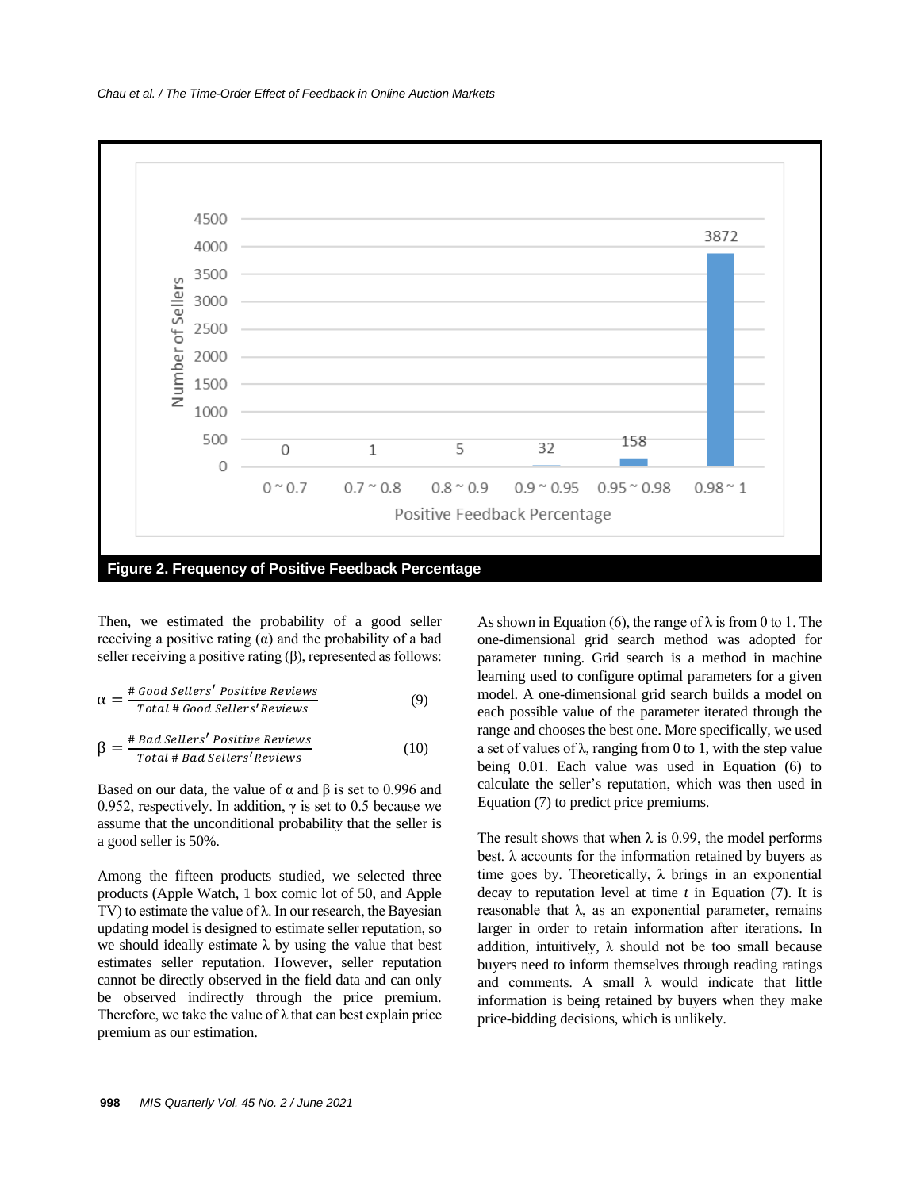Figure 2. Frequency of Positive Feedback Percentage

Then, we estimated the probability of a good seller receiving a positive rating (α) and the probability of a bad seller receiving a positive rating (β), represented as follows:

$$\alpha = \frac{\#\ Good\ Sellers'\ Positive\ Reviews}{Total\ \#\ Good\ Sellers'Reviews} \tag{9}$$

$$\beta = \frac{\#\ Bad\ Sellers'\ Positive\ Reviews}{Total\ \#\ Bad\ Sellers'Reviews} \tag{10}$$

Based on our data, the value of α and β is set to 0.996 and 0.952, respectively. In addition, γ is set to 0.5 because we assume that the unconditional probability that the seller is a good seller is 50%.

Among the fifteen products studied, we selected three products (Apple Watch, 1 box comic lot of 50, and Apple TV) to estimate the value of λ. In our research, the Bayesian updating model is designed to estimate seller reputation, so we should ideally estimate λ by using the value that best estimates seller reputation. However, seller reputation cannot be directly observed in the field data and can only be observed indirectly through the price premium. Therefore, we take the value of λ that can best explain price premium as our estimation.

As shown in Equation (6), the range of λ is from 0 to 1. The one-dimensional grid search method was adopted for parameter tuning. Grid search is a method in machine learning used to configure optimal parameters for a given model. A one-dimensional grid search builds a model on each possible value of the parameter iterated through the range and chooses the best one. More specifically, we used a set of values of λ, ranging from 0 to 1, with the step value being 0.01. Each value was used in Equation (6) to calculate the seller's reputation, which was then used in Equation (7) to predict price premiums.

The result shows that when λ is 0.99, the model performs best. λ accounts for the information retained by buyers as time goes by. Theoretically, λ brings in an exponential decay to reputation level at time $t$ in Equation (7). It is reasonable that λ, as an exponential parameter, remains larger in order to retain information after iterations. In addition, intuitively, λ should not be too small because buyers need to inform themselves through reading ratings and comments. A small λ would indicate that little information is being retained by buyers when they make price-bidding decisions, which is unlikely.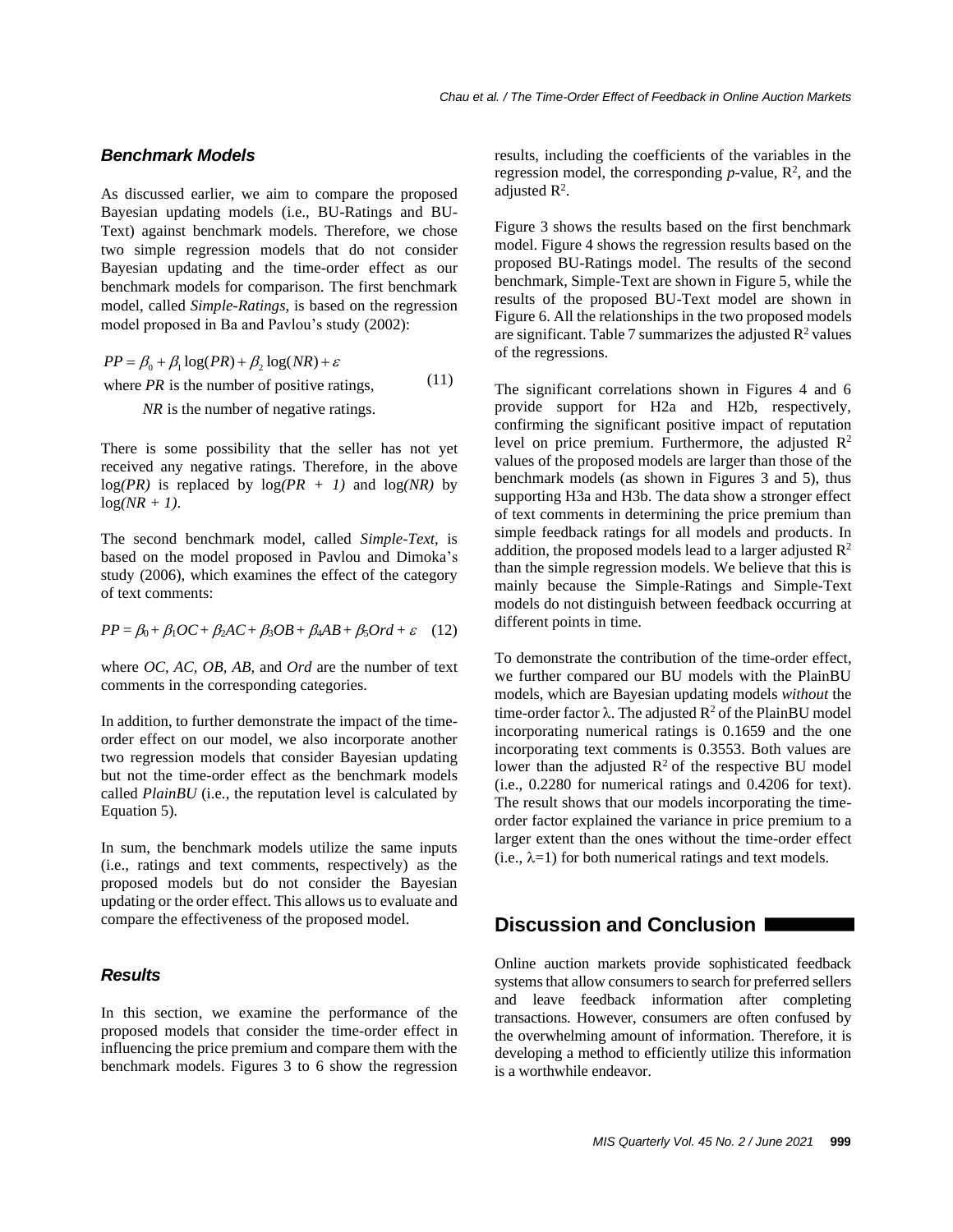### Benchmark Models

As discussed earlier, we aim to compare the proposed Bayesian updating models (i.e., BU-Ratings and BU-Text) against benchmark models. Therefore, we chose two simple regression models that do not consider Bayesian updating and the time-order effect as our benchmark models for comparison. The first benchmark model, called *Simple-Ratings*, is based on the regression model proposed in Ba and Pavlou's study (2002):

$$PP = \beta_0 + \beta_1 \log(PR) + \beta_2 \log(NR) + \varepsilon \tag{11}$$

where $PR$ is the number of positive ratings,

$NR$ is the number of negative ratings.

There is some possibility that the seller has not yet received any negative ratings. Therefore, in the above $\log(PR)$ is replaced by $\log(PR + 1)$ and $\log(NR)$ by $\log(NR + 1)$.

The second benchmark model, called *Simple-Text*, is based on the model proposed in Pavlou and Dimoka's study (2006), which examines the effect of the category of text comments:

$$PP = \beta_0 + \beta_1 OC + \beta_2 AC + \beta_3 OB + \beta_4 AB + \beta_5 Ord + \varepsilon \tag{12}$$

where $OC$, $AC$, $OB$, $AB$, and $Ord$ are the number of text comments in the corresponding categories.

In addition, to further demonstrate the impact of the time-order effect on our model, we also incorporate another two regression models that consider Bayesian updating but not the time-order effect as the benchmark models called *PlainBU* (i.e., the reputation level is calculated by Equation 5).

In sum, the benchmark models utilize the same inputs (i.e., ratings and text comments, respectively) as the proposed models but do not consider the Bayesian updating or the order effect. This allows us to evaluate and compare the effectiveness of the proposed model.

### Results

In this section, we examine the performance of the proposed models that consider the time-order effect in influencing the price premium and compare them with the benchmark models. Figures 3 to 6 show the regression results, including the coefficients of the variables in the regression model, the corresponding $p$-value, $R^2$, and the adjusted $R^2$.

Figure 3 shows the results based on the first benchmark model. Figure 4 shows the regression results based on the proposed BU-Ratings model. The results of the second benchmark, Simple-Text are shown in Figure 5, while the results of the proposed BU-Text model are shown in Figure 6. All the relationships in the two proposed models are significant. Table 7 summarizes the adjusted $R^2$ values of the regressions.

The significant correlations shown in Figures 4 and 6 provide support for H2a and H2b, respectively, confirming the significant positive impact of reputation level on price premium. Furthermore, the adjusted $R^2$ values of the proposed models are larger than those of the benchmark models (as shown in Figures 3 and 5), thus supporting H3a and H3b. The data show a stronger effect of text comments in determining the price premium than simple feedback ratings for all models and products. In addition, the proposed models lead to a larger adjusted $R^2$ than the simple regression models. We believe that this is mainly because the Simple-Ratings and Simple-Text models do not distinguish between feedback occurring at different points in time.

To demonstrate the contribution of the time-order effect, we further compared our BU models with the PlainBU models, which are Bayesian updating models *without* the time-order factor $\lambda$. The adjusted $R^2$ of the PlainBU model incorporating numerical ratings is 0.1659 and the one incorporating text comments is 0.3553. Both values are lower than the adjusted $R^2$ of the respective BU model (i.e., 0.2280 for numerical ratings and 0.4206 for text). The result shows that our models incorporating the time-order factor explained the variance in price premium to a larger extent than the ones without the time-order effect (i.e., $\lambda$=1) for both numerical ratings and text models.

## Discussion and Conclusion

Online auction markets provide sophisticated feedback systems that allow consumers to search for preferred sellers and leave feedback information after completing transactions. However, consumers are often confused by the overwhelming amount of information. Therefore, it is developing a method to efficiently utilize this information is a worthwhile endeavor.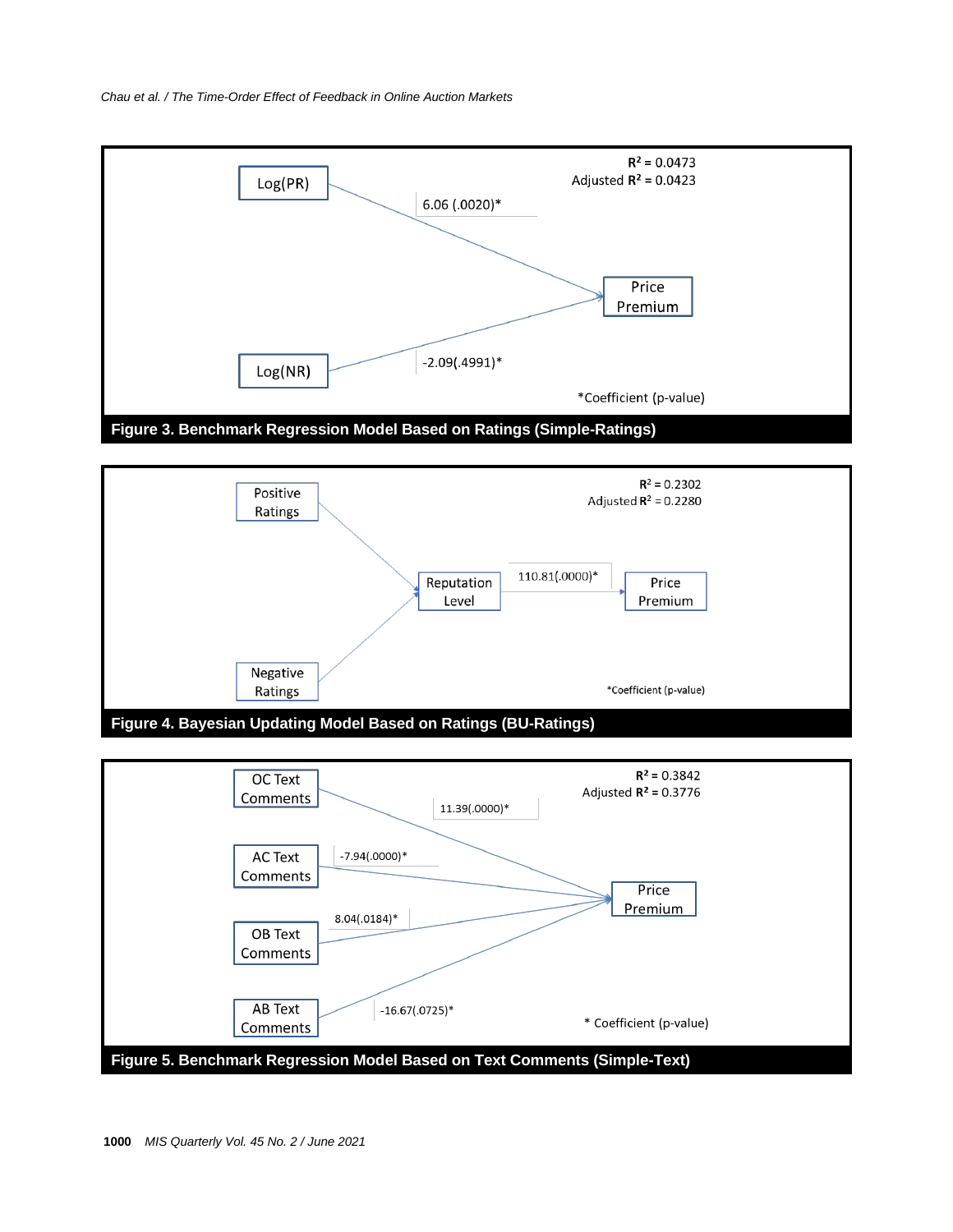$R^2$ = 0.0473
Adjusted $R^2$ = 0.0423

Log(PR) → Price Premium: 6.06 (.0020)*

Log(NR) → Price Premium: -2.09(.4991)*

*Coefficient (p-value)

**Figure 3. Benchmark Regression Model Based on Ratings (Simple-Ratings)**

$R^2$ = 0.2302
Adjusted $R^2$ = 0.2280

Positive Ratings → Reputation Level

Negative Ratings → Reputation Level

Reputation Level → Price Premium: 110.81(.0000)*

*Coefficient (p-value)

**Figure 4. Bayesian Updating Model Based on Ratings (BU-Ratings)**

$R^2$ = 0.3842
Adjusted $R^2$ = 0.3776

OC Text Comments → Price Premium: 11.39(.0000)*

AC Text Comments → Price Premium: -7.94(.0000)*

OB Text Comments → Price Premium: 8.04(.0184)*

AB Text Comments → Price Premium: -16.67(.0725)*

* Coefficient (p-value)

**Figure 5. Benchmark Regression Model Based on Text Comments (Simple-Text)**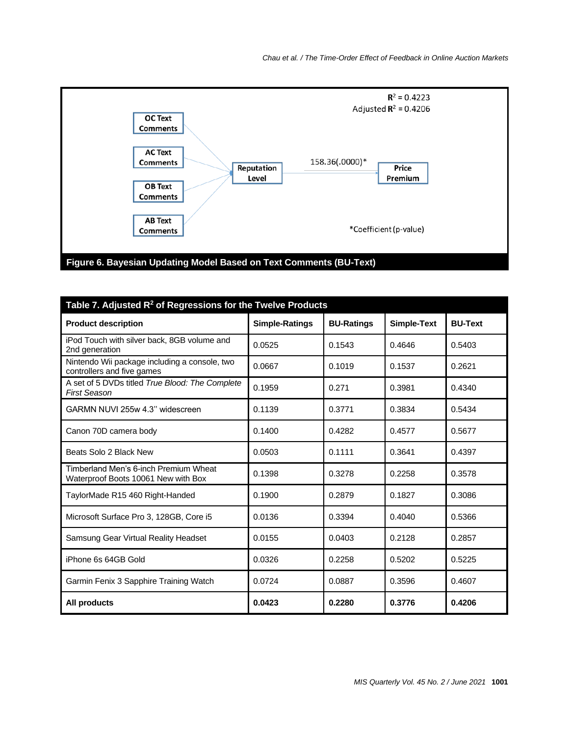$R^2$ = 0.4223

Adjusted $R^2$ = 0.4206

OC Text Comments

AC Text Comments

OB Text Comments

AB Text Comments

Reputation Level

158.36(.0000)*

Price Premium

*Coefficient (p-value)

**Figure 6. Bayesian Updating Model Based on Text Comments (BU-Text)**

**Table 7. Adjusted $R^2$ of Regressions for the Twelve Products**

| Product description | Simple-Ratings | BU-Ratings | Simple-Text | BU-Text |
|---|---|---|---|---|
| iPod Touch with silver back, 8GB volume and 2nd generation | 0.0525 | 0.1543 | 0.4646 | 0.5403 |
| Nintendo Wii package including a console, two controllers and five games | 0.0667 | 0.1019 | 0.1537 | 0.2621 |
| A set of 5 DVDs titled *True Blood: The Complete First Season* | 0.1959 | 0.271 | 0.3981 | 0.4340 |
| GARMN NUVI 255w 4.3'' widescreen | 0.1139 | 0.3771 | 0.3834 | 0.5434 |
| Canon 70D camera body | 0.1400 | 0.4282 | 0.4577 | 0.5677 |
| Beats Solo 2 Black New | 0.0503 | 0.1111 | 0.3641 | 0.4397 |
| Timberland Men's 6-inch Premium Wheat Waterproof Boots 10061 New with Box | 0.1398 | 0.3278 | 0.2258 | 0.3578 |
| TaylorMade R15 460 Right-Handed | 0.1900 | 0.2879 | 0.1827 | 0.3086 |
| Microsoft Surface Pro 3, 128GB, Core i5 | 0.0136 | 0.3394 | 0.4040 | 0.5366 |
| Samsung Gear Virtual Reality Headset | 0.0155 | 0.0403 | 0.2128 | 0.2857 |
| iPhone 6s 64GB Gold | 0.0326 | 0.2258 | 0.5202 | 0.5225 |
| Garmin Fenix 3 Sapphire Training Watch | 0.0724 | 0.0887 | 0.3596 | 0.4607 |
| **All products** | **0.0423** | **0.2280** | **0.3776** | **0.4206** |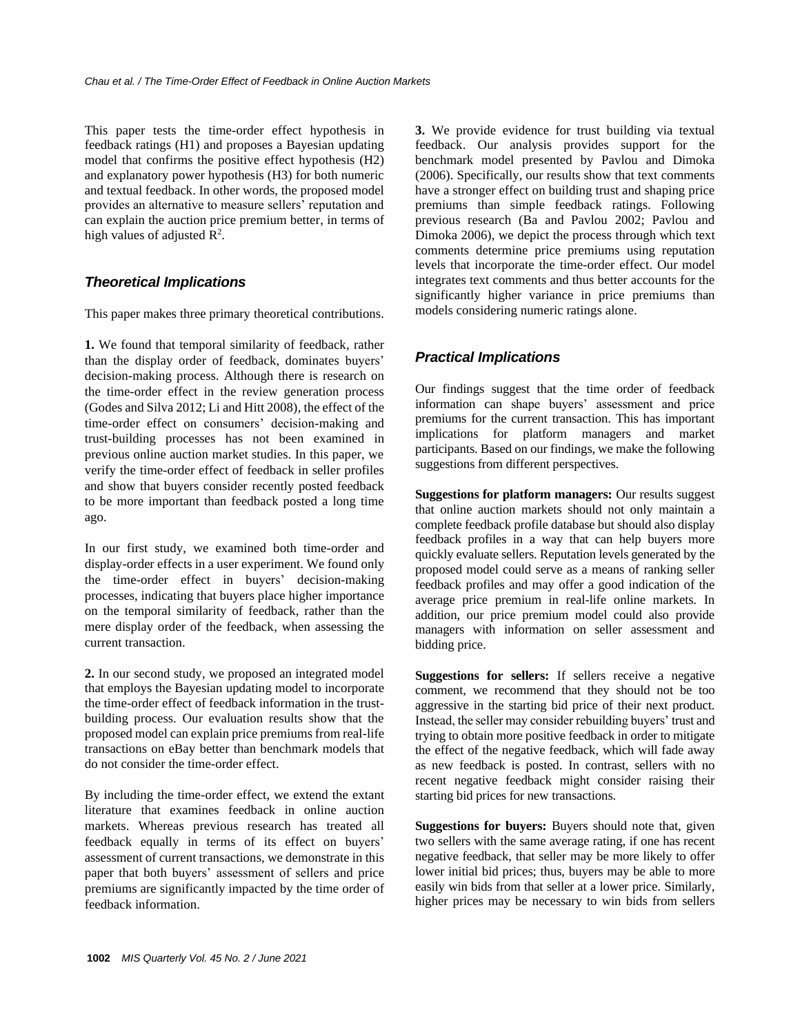This paper tests the time-order effect hypothesis in feedback ratings (H1) and proposes a Bayesian updating model that confirms the positive effect hypothesis (H2) and explanatory power hypothesis (H3) for both numeric and textual feedback. In other words, the proposed model provides an alternative to measure sellers' reputation and can explain the auction price premium better, in terms of high values of adjusted $R^2$.

### *Theoretical Implications*

This paper makes three primary theoretical contributions.

**1.** We found that temporal similarity of feedback, rather than the display order of feedback, dominates buyers' decision-making process. Although there is research on the time-order effect in the review generation process (Godes and Silva 2012; Li and Hitt 2008), the effect of the time-order effect on consumers' decision-making and trust-building processes has not been examined in previous online auction market studies. In this paper, we verify the time-order effect of feedback in seller profiles and show that buyers consider recently posted feedback to be more important than feedback posted a long time ago.

In our first study, we examined both time-order and display-order effects in a user experiment. We found only the time-order effect in buyers' decision-making processes, indicating that buyers place higher importance on the temporal similarity of feedback, rather than the mere display order of the feedback, when assessing the current transaction.

**2.** In our second study, we proposed an integrated model that employs the Bayesian updating model to incorporate the time-order effect of feedback information in the trust-building process. Our evaluation results show that the proposed model can explain price premiums from real-life transactions on eBay better than benchmark models that do not consider the time-order effect.

By including the time-order effect, we extend the extant literature that examines feedback in online auction markets. Whereas previous research has treated all feedback equally in terms of its effect on buyers' assessment of current transactions, we demonstrate in this paper that both buyers' assessment of sellers and price premiums are significantly impacted by the time order of feedback information.

**3.** We provide evidence for trust building via textual feedback. Our analysis provides support for the benchmark model presented by Pavlou and Dimoka (2006). Specifically, our results show that text comments have a stronger effect on building trust and shaping price premiums than simple feedback ratings. Following previous research (Ba and Pavlou 2002; Pavlou and Dimoka 2006), we depict the process through which text comments determine price premiums using reputation levels that incorporate the time-order effect. Our model integrates text comments and thus better accounts for the significantly higher variance in price premiums than models considering numeric ratings alone.

### *Practical Implications*

Our findings suggest that the time order of feedback information can shape buyers' assessment and price premiums for the current transaction. This has important implications for platform managers and market participants. Based on our findings, we make the following suggestions from different perspectives.

**Suggestions for platform managers:** Our results suggest that online auction markets should not only maintain a complete feedback profile database but should also display feedback profiles in a way that can help buyers more quickly evaluate sellers. Reputation levels generated by the proposed model could serve as a means of ranking seller feedback profiles and may offer a good indication of the average price premium in real-life online markets. In addition, our price premium model could also provide managers with information on seller assessment and bidding price.

**Suggestions for sellers:** If sellers receive a negative comment, we recommend that they should not be too aggressive in the starting bid price of their next product. Instead, the seller may consider rebuilding buyers' trust and trying to obtain more positive feedback in order to mitigate the effect of the negative feedback, which will fade away as new feedback is posted. In contrast, sellers with no recent negative feedback might consider raising their starting bid prices for new transactions.

**Suggestions for buyers:** Buyers should note that, given two sellers with the same average rating, if one has recent negative feedback, that seller may be more likely to offer lower initial bid prices; thus, buyers may be able to more easily win bids from that seller at a lower price. Similarly, higher prices may be necessary to win bids from sellers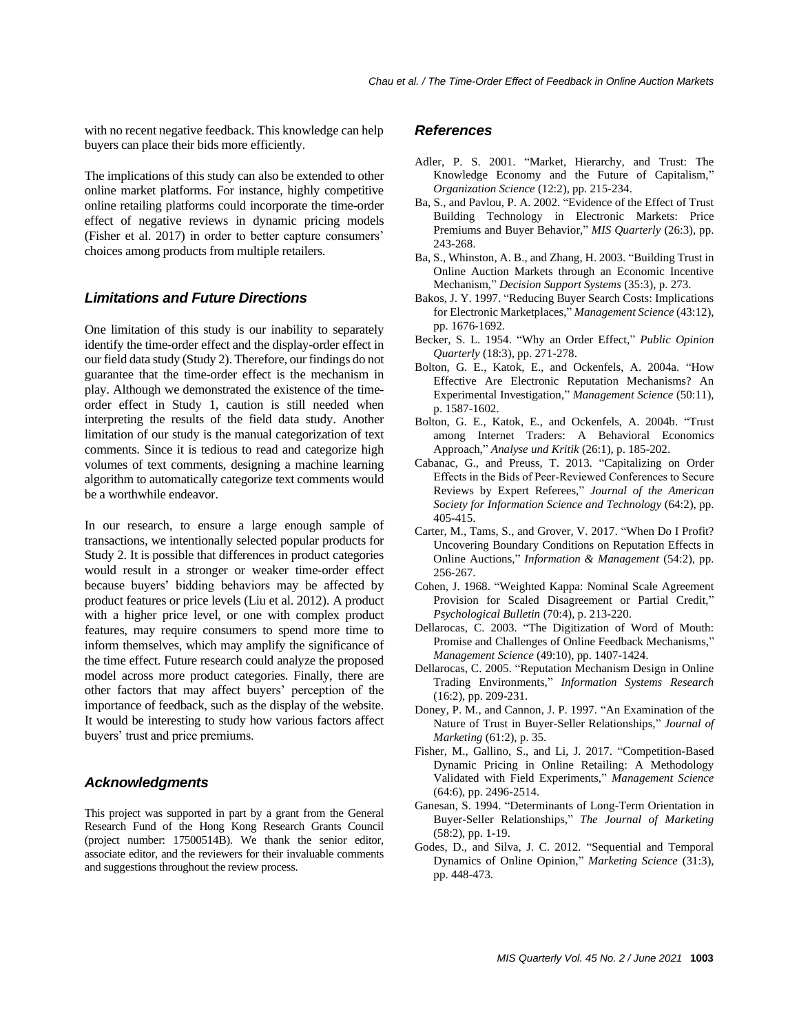with no recent negative feedback. This knowledge can help buyers can place their bids more efficiently.

The implications of this study can also be extended to other online market platforms. For instance, highly competitive online retailing platforms could incorporate the time-order effect of negative reviews in dynamic pricing models (Fisher et al. 2017) in order to better capture consumers' choices among products from multiple retailers.

## Limitations and Future Directions

One limitation of this study is our inability to separately identify the time-order effect and the display-order effect in our field data study (Study 2). Therefore, our findings do not guarantee that the time-order effect is the mechanism in play. Although we demonstrated the existence of the time-order effect in Study 1, caution is still needed when interpreting the results of the field data study. Another limitation of our study is the manual categorization of text comments. Since it is tedious to read and categorize high volumes of text comments, designing a machine learning algorithm to automatically categorize text comments would be a worthwhile endeavor.

In our research, to ensure a large enough sample of transactions, we intentionally selected popular products for Study 2. It is possible that differences in product categories would result in a stronger or weaker time-order effect because buyers' bidding behaviors may be affected by product features or price levels (Liu et al. 2012). A product with a higher price level, or one with complex product features, may require consumers to spend more time to inform themselves, which may amplify the significance of the time effect. Future research could analyze the proposed model across more product categories. Finally, there are other factors that may affect buyers' perception of the importance of feedback, such as the display of the website. It would be interesting to study how various factors affect buyers' trust and price premiums.

## Acknowledgments

This project was supported in part by a grant from the General Research Fund of the Hong Kong Research Grants Council (project number: 17500514B). We thank the senior editor, associate editor, and the reviewers for their invaluable comments and suggestions throughout the review process.

## References

Adler, P. S. 2001. "Market, Hierarchy, and Trust: The Knowledge Economy and the Future of Capitalism," *Organization Science* (12:2), pp. 215-234.

Ba, S., and Pavlou, P. A. 2002. "Evidence of the Effect of Trust Building Technology in Electronic Markets: Price Premiums and Buyer Behavior," *MIS Quarterly* (26:3), pp. 243-268.

Ba, S., Whinston, A. B., and Zhang, H. 2003. "Building Trust in Online Auction Markets through an Economic Incentive Mechanism," *Decision Support Systems* (35:3), p. 273.

Bakos, J. Y. 1997. "Reducing Buyer Search Costs: Implications for Electronic Marketplaces," *Management Science* (43:12), pp. 1676-1692.

Becker, S. L. 1954. "Why an Order Effect," *Public Opinion Quarterly* (18:3), pp. 271-278.

Bolton, G. E., Katok, E., and Ockenfels, A. 2004a. "How Effective Are Electronic Reputation Mechanisms? An Experimental Investigation," *Management Science* (50:11), p. 1587-1602.

Bolton, G. E., Katok, E., and Ockenfels, A. 2004b. "Trust among Internet Traders: A Behavioral Economics Approach," *Analyse und Kritik* (26:1), p. 185-202.

Cabanac, G., and Preuss, T. 2013. "Capitalizing on Order Effects in the Bids of Peer-Reviewed Conferences to Secure Reviews by Expert Referees," *Journal of the American Society for Information Science and Technology* (64:2), pp. 405-415.

Carter, M., Tams, S., and Grover, V. 2017. "When Do I Profit? Uncovering Boundary Conditions on Reputation Effects in Online Auctions," *Information & Management* (54:2), pp. 256-267.

Cohen, J. 1968. "Weighted Kappa: Nominal Scale Agreement Provision for Scaled Disagreement or Partial Credit," *Psychological Bulletin* (70:4), p. 213-220.

Dellarocas, C. 2003. "The Digitization of Word of Mouth: Promise and Challenges of Online Feedback Mechanisms," *Management Science* (49:10), pp. 1407-1424.

Dellarocas, C. 2005. "Reputation Mechanism Design in Online Trading Environments," *Information Systems Research* (16:2), pp. 209-231.

Doney, P. M., and Cannon, J. P. 1997. "An Examination of the Nature of Trust in Buyer-Seller Relationships," *Journal of Marketing* (61:2), p. 35.

Fisher, M., Gallino, S., and Li, J. 2017. "Competition-Based Dynamic Pricing in Online Retailing: A Methodology Validated with Field Experiments," *Management Science* (64:6), pp. 2496-2514.

Ganesan, S. 1994. "Determinants of Long-Term Orientation in Buyer-Seller Relationships," *The Journal of Marketing* (58:2), pp. 1-19.

Godes, D., and Silva, J. C. 2012. "Sequential and Temporal Dynamics of Online Opinion," *Marketing Science* (31:3), pp. 448-473.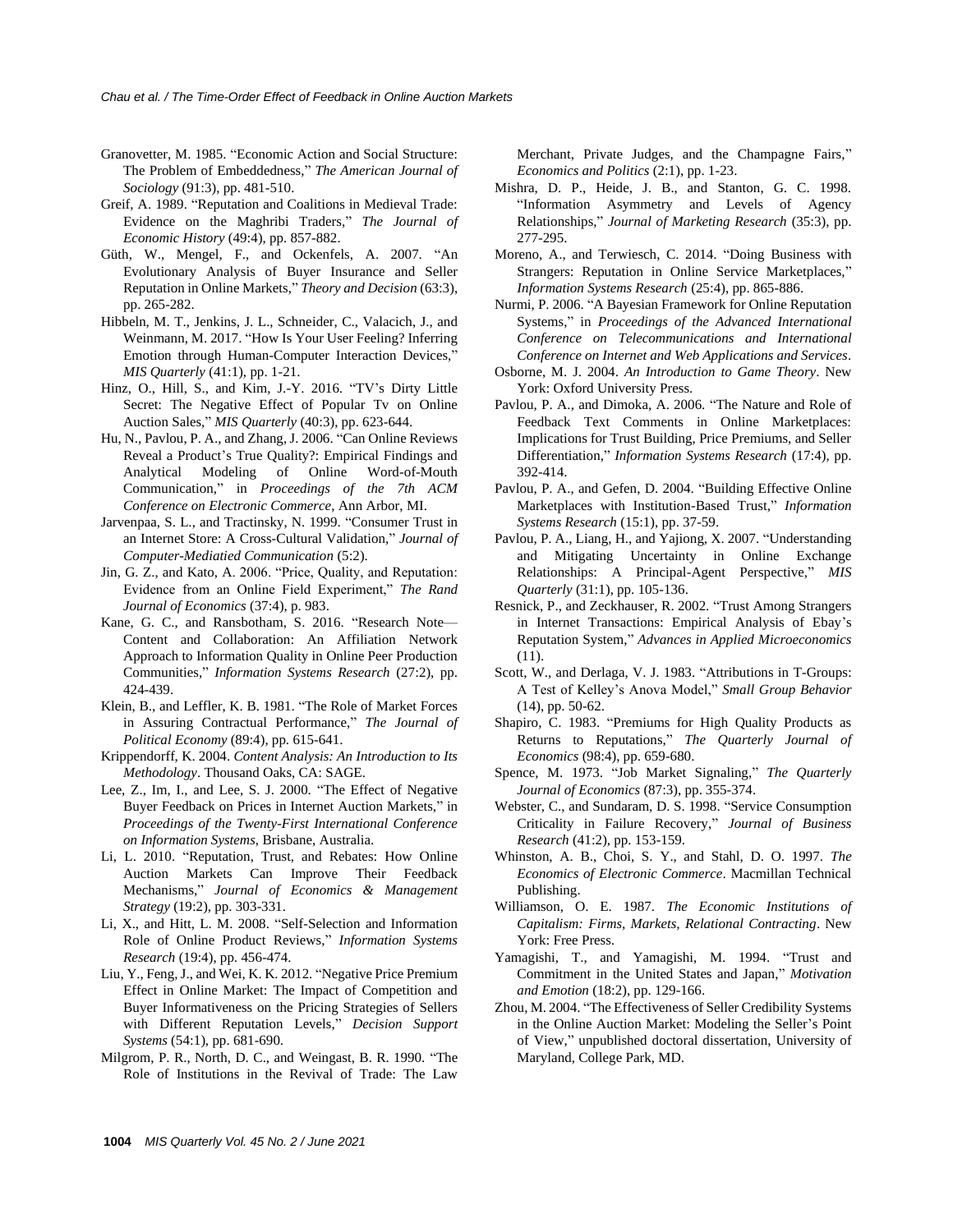Granovetter, M. 1985. "Economic Action and Social Structure: The Problem of Embeddedness," *The American Journal of Sociology* (91:3), pp. 481-510.

Greif, A. 1989. "Reputation and Coalitions in Medieval Trade: Evidence on the Maghribi Traders," *The Journal of Economic History* (49:4), pp. 857-882.

Güth, W., Mengel, F., and Ockenfels, A. 2007. "An Evolutionary Analysis of Buyer Insurance and Seller Reputation in Online Markets," *Theory and Decision* (63:3), pp. 265-282.

Hibbeln, M. T., Jenkins, J. L., Schneider, C., Valacich, J., and Weinmann, M. 2017. "How Is Your User Feeling? Inferring Emotion through Human-Computer Interaction Devices," *MIS Quarterly* (41:1), pp. 1-21.

Hinz, O., Hill, S., and Kim, J.-Y. 2016. "TV's Dirty Little Secret: The Negative Effect of Popular Tv on Online Auction Sales," *MIS Quarterly* (40:3), pp. 623-644.

Hu, N., Pavlou, P. A., and Zhang, J. 2006. "Can Online Reviews Reveal a Product's True Quality?: Empirical Findings and Analytical Modeling of Online Word-of-Mouth Communication," in *Proceedings of the 7th ACM Conference on Electronic Commerce*, Ann Arbor, MI.

Jarvenpaa, S. L., and Tractinsky, N. 1999. "Consumer Trust in an Internet Store: A Cross-Cultural Validation," *Journal of Computer-Mediatied Communication* (5:2).

Jin, G. Z., and Kato, A. 2006. "Price, Quality, and Reputation: Evidence from an Online Field Experiment," *The Rand Journal of Economics* (37:4), p. 983.

Kane, G. C., and Ransbotham, S. 2016. "Research Note—Content and Collaboration: An Affiliation Network Approach to Information Quality in Online Peer Production Communities," *Information Systems Research* (27:2), pp. 424-439.

Klein, B., and Leffler, K. B. 1981. "The Role of Market Forces in Assuring Contractual Performance," *The Journal of Political Economy* (89:4), pp. 615-641.

Krippendorff, K. 2004. *Content Analysis: An Introduction to Its Methodology*. Thousand Oaks, CA: SAGE.

Lee, Z., Im, I., and Lee, S. J. 2000. "The Effect of Negative Buyer Feedback on Prices in Internet Auction Markets," in *Proceedings of the Twenty-First International Conference on Information Systems*, Brisbane, Australia.

Li, L. 2010. "Reputation, Trust, and Rebates: How Online Auction Markets Can Improve Their Feedback Mechanisms," *Journal of Economics & Management Strategy* (19:2), pp. 303-331.

Li, X., and Hitt, L. M. 2008. "Self-Selection and Information Role of Online Product Reviews," *Information Systems Research* (19:4), pp. 456-474.

Liu, Y., Feng, J., and Wei, K. K. 2012. "Negative Price Premium Effect in Online Market: The Impact of Competition and Buyer Informativeness on the Pricing Strategies of Sellers with Different Reputation Levels," *Decision Support Systems* (54:1), pp. 681-690.

Milgrom, P. R., North, D. C., and Weingast, B. R. 1990. "The Role of Institutions in the Revival of Trade: The Law Merchant, Private Judges, and the Champagne Fairs," *Economics and Politics* (2:1), pp. 1-23.

Mishra, D. P., Heide, J. B., and Stanton, G. C. 1998. "Information Asymmetry and Levels of Agency Relationships," *Journal of Marketing Research* (35:3), pp. 277-295.

Moreno, A., and Terwiesch, C. 2014. "Doing Business with Strangers: Reputation in Online Service Marketplaces," *Information Systems Research* (25:4), pp. 865-886.

Nurmi, P. 2006. "A Bayesian Framework for Online Reputation Systems," in *Proceedings of the Advanced International Conference on Telecommunications and International Conference on Internet and Web Applications and Services*.

Osborne, M. J. 2004. *An Introduction to Game Theory*. New York: Oxford University Press.

Pavlou, P. A., and Dimoka, A. 2006. "The Nature and Role of Feedback Text Comments in Online Marketplaces: Implications for Trust Building, Price Premiums, and Seller Differentiation," *Information Systems Research* (17:4), pp. 392-414.

Pavlou, P. A., and Gefen, D. 2004. "Building Effective Online Marketplaces with Institution-Based Trust," *Information Systems Research* (15:1), pp. 37-59.

Pavlou, P. A., Liang, H., and Yajiong, X. 2007. "Understanding and Mitigating Uncertainty in Online Exchange Relationships: A Principal-Agent Perspective," *MIS Quarterly* (31:1), pp. 105-136.

Resnick, P., and Zeckhauser, R. 2002. "Trust Among Strangers in Internet Transactions: Empirical Analysis of Ebay's Reputation System," *Advances in Applied Microeconomics* (11).

Scott, W., and Derlaga, V. J. 1983. "Attributions in T-Groups: A Test of Kelley's Anova Model," *Small Group Behavior* (14), pp. 50-62.

Shapiro, C. 1983. "Premiums for High Quality Products as Returns to Reputations," *The Quarterly Journal of Economics* (98:4), pp. 659-680.

Spence, M. 1973. "Job Market Signaling," *The Quarterly Journal of Economics* (87:3), pp. 355-374.

Webster, C., and Sundaram, D. S. 1998. "Service Consumption Criticality in Failure Recovery," *Journal of Business Research* (41:2), pp. 153-159.

Whinston, A. B., Choi, S. Y., and Stahl, D. O. 1997. *The Economics of Electronic Commerce*. Macmillan Technical Publishing.

Williamson, O. E. 1987. *The Economic Institutions of Capitalism: Firms, Markets, Relational Contracting*. New York: Free Press.

Yamagishi, T., and Yamagishi, M. 1994. "Trust and Commitment in the United States and Japan," *Motivation and Emotion* (18:2), pp. 129-166.

Zhou, M. 2004. "The Effectiveness of Seller Credibility Systems in the Online Auction Market: Modeling the Seller's Point of View," unpublished doctoral dissertation, University of Maryland, College Park, MD.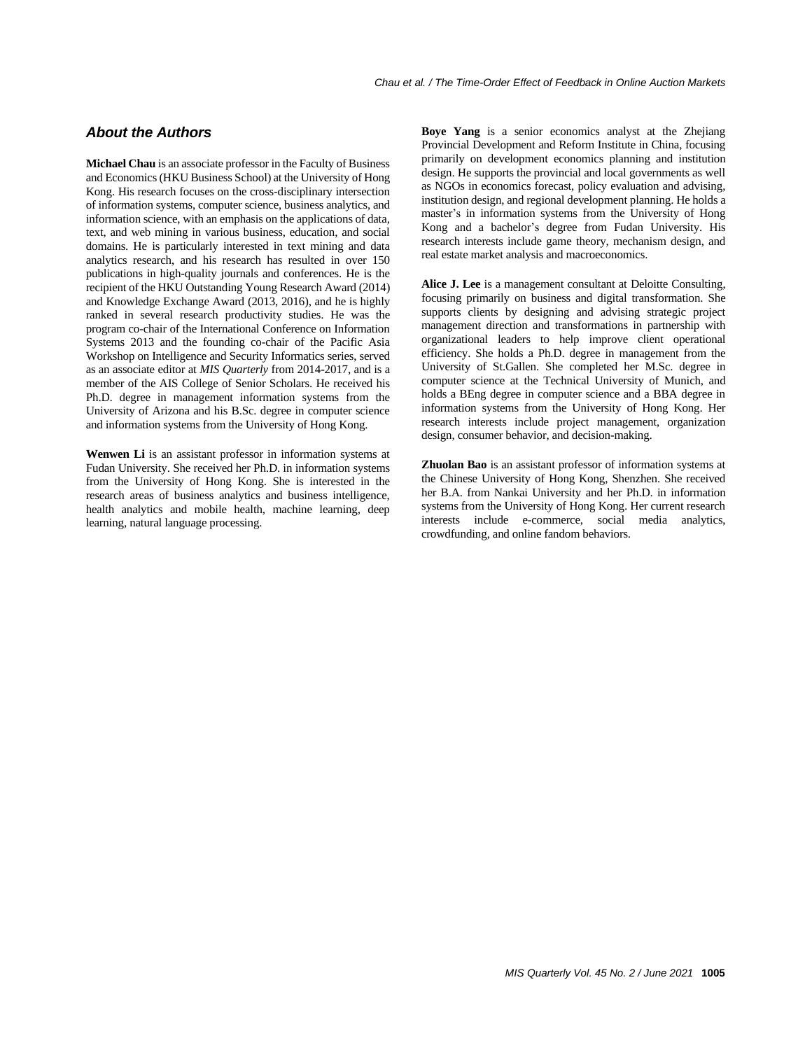## About the Authors

**Michael Chau** is an associate professor in the Faculty of Business and Economics (HKU Business School) at the University of Hong Kong. His research focuses on the cross-disciplinary intersection of information systems, computer science, business analytics, and information science, with an emphasis on the applications of data, text, and web mining in various business, education, and social domains. He is particularly interested in text mining and data analytics research, and his research has resulted in over 150 publications in high-quality journals and conferences. He is the recipient of the HKU Outstanding Young Research Award (2014) and Knowledge Exchange Award (2013, 2016), and he is highly ranked in several research productivity studies. He was the program co-chair of the International Conference on Information Systems 2013 and the founding co-chair of the Pacific Asia Workshop on Intelligence and Security Informatics series, served as an associate editor at *MIS Quarterly* from 2014-2017, and is a member of the AIS College of Senior Scholars. He received his Ph.D. degree in management information systems from the University of Arizona and his B.Sc. degree in computer science and information systems from the University of Hong Kong.

**Wenwen Li** is an assistant professor in information systems at Fudan University. She received her Ph.D. in information systems from the University of Hong Kong. She is interested in the research areas of business analytics and business intelligence, health analytics and mobile health, machine learning, deep learning, natural language processing.

**Boye Yang** is a senior economics analyst at the Zhejiang Provincial Development and Reform Institute in China, focusing primarily on development economics planning and institution design. He supports the provincial and local governments as well as NGOs in economics forecast, policy evaluation and advising, institution design, and regional development planning. He holds a master's in information systems from the University of Hong Kong and a bachelor's degree from Fudan University. His research interests include game theory, mechanism design, and real estate market analysis and macroeconomics.

**Alice J. Lee** is a management consultant at Deloitte Consulting, focusing primarily on business and digital transformation. She supports clients by designing and advising strategic project management direction and transformations in partnership with organizational leaders to help improve client operational efficiency. She holds a Ph.D. degree in management from the University of St.Gallen. She completed her M.Sc. degree in computer science at the Technical University of Munich, and holds a BEng degree in computer science and a BBA degree in information systems from the University of Hong Kong. Her research interests include project management, organization design, consumer behavior, and decision-making.

**Zhuolan Bao** is an assistant professor of information systems at the Chinese University of Hong Kong, Shenzhen. She received her B.A. from Nankai University and her Ph.D. in information systems from the University of Hong Kong. Her current research interests include e-commerce, social media analytics, crowdfunding, and online fandom behaviors.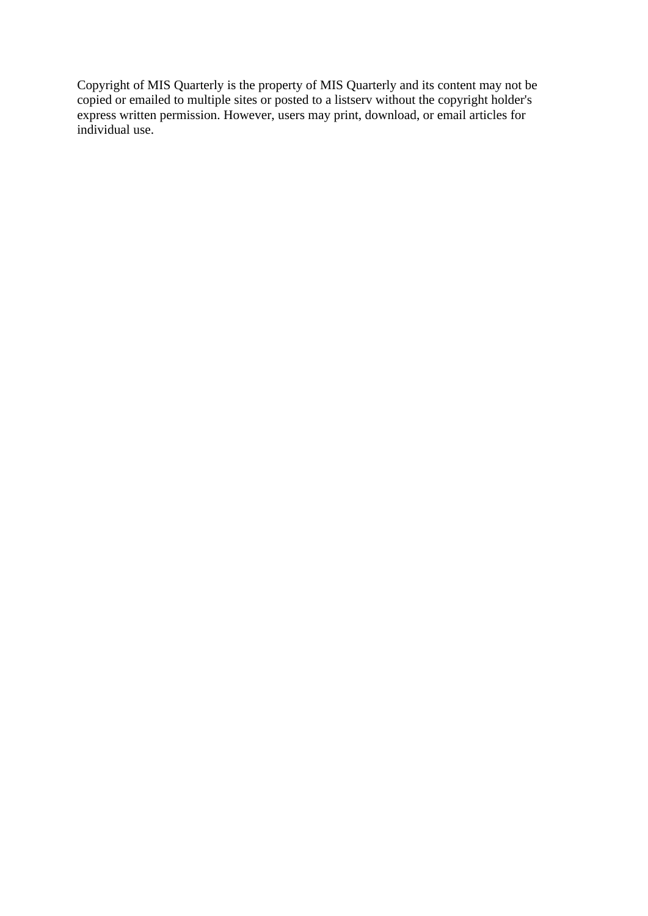Copyright of MIS Quarterly is the property of MIS Quarterly and its content may not be copied or emailed to multiple sites or posted to a listserv without the copyright holder's express written permission. However, users may print, download, or email articles for individual use.